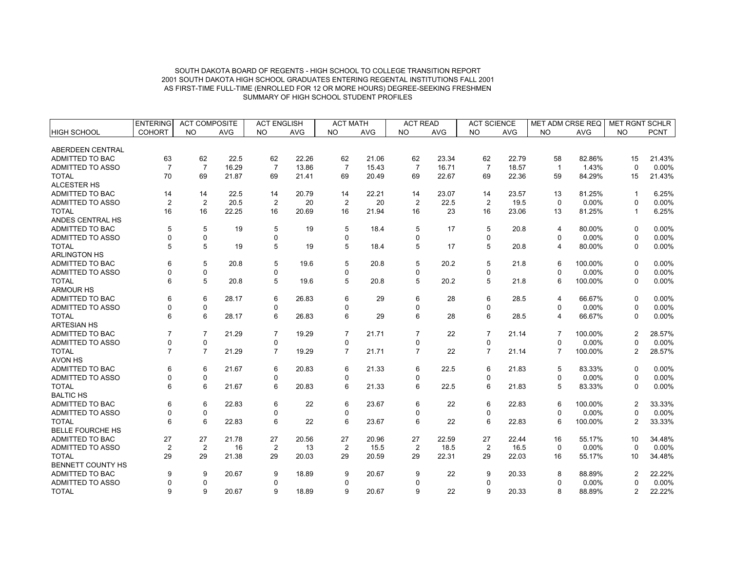SOUTH DAKOTA BOARD OF REGENTS - HIGH SCHOOL TO COLLEGE TRANSITION REPORT
2001 SOUTH DAKOTA HIGH SCHOOL GRADUATES ENTERING REGENTAL INSTITUTIONS FALL 2001
AS FIRST-TIME FULL-TIME (ENROLLED FOR 12 OR MORE HOURS) DEGREE-SEEKING FRESHMEN
SUMMARY OF HIGH SCHOOL STUDENT PROFILES

| | ENTERING | ACT COMPOSITE | | ACT ENGLISH | | ACT MATH | | ACT READ | | ACT SCIENCE | | MET ADM CRSE REQ | | MET RGNT SCHLR | |
|---|---|---|---|---|---|---|---|---|---|---|---|---|---|---|---|
| HIGH SCHOOL | COHORT | NO | AVG | NO | AVG | NO | AVG | NO | AVG | NO | AVG | NO | AVG | NO | PCNT |
| ABERDEEN CENTRAL | | | | | | | | | | | | | | | |
| ADMITTED TO BAC | 63 | 62 | 22.5 | 62 | 22.26 | 62 | 21.06 | 62 | 23.34 | 62 | 22.79 | 58 | 82.86% | 15 | 21.43% |
| ADMITTED TO ASSO | 7 | 7 | 16.29 | 7 | 13.86 | 7 | 15.43 | 7 | 16.71 | 7 | 18.57 | 1 | 1.43% | 0 | 0.00% |
| TOTAL | 70 | 69 | 21.87 | 69 | 21.41 | 69 | 20.49 | 69 | 22.67 | 69 | 22.36 | 59 | 84.29% | 15 | 21.43% |
| ALCESTER HS | | | | | | | | | | | | | | | |
| ADMITTED TO BAC | 14 | 14 | 22.5 | 14 | 20.79 | 14 | 22.21 | 14 | 23.07 | 14 | 23.57 | 13 | 81.25% | 1 | 6.25% |
| ADMITTED TO ASSO | 2 | 2 | 20.5 | 2 | 20 | 2 | 20 | 2 | 22.5 | 2 | 19.5 | 0 | 0.00% | 0 | 0.00% |
| TOTAL | 16 | 16 | 22.25 | 16 | 20.69 | 16 | 21.94 | 16 | 23 | 16 | 23.06 | 13 | 81.25% | 1 | 6.25% |
| ANDES CENTRAL HS | | | | | | | | | | | | | | | |
| ADMITTED TO BAC | 5 | 5 | 19 | 5 | 19 | 5 | 18.4 | 5 | 17 | 5 | 20.8 | 4 | 80.00% | 0 | 0.00% |
| ADMITTED TO ASSO | 0 | 0 | | 0 | | 0 | | 0 | | 0 | | 0 | 0.00% | 0 | 0.00% |
| TOTAL | 5 | 5 | 19 | 5 | 19 | 5 | 18.4 | 5 | 17 | 5 | 20.8 | 4 | 80.00% | 0 | 0.00% |
| ARLINGTON HS | | | | | | | | | | | | | | | |
| ADMITTED TO BAC | 6 | 5 | 20.8 | 5 | 19.6 | 5 | 20.8 | 5 | 20.2 | 5 | 21.8 | 6 | 100.00% | 0 | 0.00% |
| ADMITTED TO ASSO | 0 | 0 | | 0 | | 0 | | 0 | | 0 | | 0 | 0.00% | 0 | 0.00% |
| TOTAL | 6 | 5 | 20.8 | 5 | 19.6 | 5 | 20.8 | 5 | 20.2 | 5 | 21.8 | 6 | 100.00% | 0 | 0.00% |
| ARMOUR HS | | | | | | | | | | | | | | | |
| ADMITTED TO BAC | 6 | 6 | 28.17 | 6 | 26.83 | 6 | 29 | 6 | 28 | 6 | 28.5 | 4 | 66.67% | 0 | 0.00% |
| ADMITTED TO ASSO | 0 | 0 | | 0 | | 0 | | 0 | | 0 | | 0 | 0.00% | 0 | 0.00% |
| TOTAL | 6 | 6 | 28.17 | 6 | 26.83 | 6 | 29 | 6 | 28 | 6 | 28.5 | 4 | 66.67% | 0 | 0.00% |
| ARTESIAN HS | | | | | | | | | | | | | | | |
| ADMITTED TO BAC | 7 | 7 | 21.29 | 7 | 19.29 | 7 | 21.71 | 7 | 22 | 7 | 21.14 | 7 | 100.00% | 2 | 28.57% |
| ADMITTED TO ASSO | 0 | 0 | | 0 | | 0 | | 0 | | 0 | | 0 | 0.00% | 0 | 0.00% |
| TOTAL | 7 | 7 | 21.29 | 7 | 19.29 | 7 | 21.71 | 7 | 22 | 7 | 21.14 | 7 | 100.00% | 2 | 28.57% |
| AVON HS | | | | | | | | | | | | | | | |
| ADMITTED TO BAC | 6 | 6 | 21.67 | 6 | 20.83 | 6 | 21.33 | 6 | 22.5 | 6 | 21.83 | 5 | 83.33% | 0 | 0.00% |
| ADMITTED TO ASSO | 0 | 0 | | 0 | | 0 | | 0 | | 0 | | 0 | 0.00% | 0 | 0.00% |
| TOTAL | 6 | 6 | 21.67 | 6 | 20.83 | 6 | 21.33 | 6 | 22.5 | 6 | 21.83 | 5 | 83.33% | 0 | 0.00% |
| BALTIC HS | | | | | | | | | | | | | | | |
| ADMITTED TO BAC | 6 | 6 | 22.83 | 6 | 22 | 6 | 23.67 | 6 | 22 | 6 | 22.83 | 6 | 100.00% | 2 | 33.33% |
| ADMITTED TO ASSO | 0 | 0 | | 0 | | 0 | | 0 | | 0 | | 0 | 0.00% | 0 | 0.00% |
| TOTAL | 6 | 6 | 22.83 | 6 | 22 | 6 | 23.67 | 6 | 22 | 6 | 22.83 | 6 | 100.00% | 2 | 33.33% |
| BELLE FOURCHE HS | | | | | | | | | | | | | | | |
| ADMITTED TO BAC | 27 | 27 | 21.78 | 27 | 20.56 | 27 | 20.96 | 27 | 22.59 | 27 | 22.44 | 16 | 55.17% | 10 | 34.48% |
| ADMITTED TO ASSO | 2 | 2 | 16 | 2 | 13 | 2 | 15.5 | 2 | 18.5 | 2 | 16.5 | 0 | 0.00% | 0 | 0.00% |
| TOTAL | 29 | 29 | 21.38 | 29 | 20.03 | 29 | 20.59 | 29 | 22.31 | 29 | 22.03 | 16 | 55.17% | 10 | 34.48% |
| BENNETT COUNTY HS | | | | | | | | | | | | | | | |
| ADMITTED TO BAC | 9 | 9 | 20.67 | 9 | 18.89 | 9 | 20.67 | 9 | 22 | 9 | 20.33 | 8 | 88.89% | 2 | 22.22% |
| ADMITTED TO ASSO | 0 | 0 | | 0 | | 0 | | 0 | | 0 | | 0 | 0.00% | 0 | 0.00% |
| TOTAL | 9 | 9 | 20.67 | 9 | 18.89 | 9 | 20.67 | 9 | 22 | 9 | 20.33 | 8 | 88.89% | 2 | 22.22% |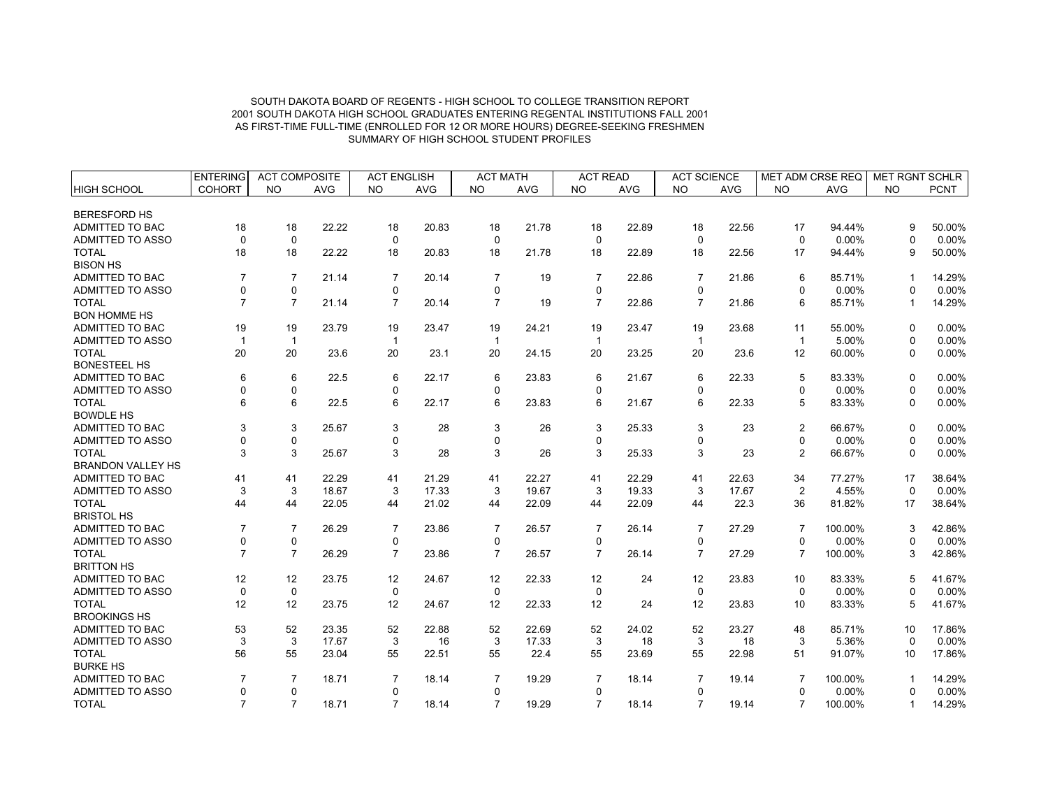SOUTH DAKOTA BOARD OF REGENTS - HIGH SCHOOL TO COLLEGE TRANSITION REPORT
2001 SOUTH DAKOTA HIGH SCHOOL GRADUATES ENTERING REGENTAL INSTITUTIONS FALL 2001
AS FIRST-TIME FULL-TIME (ENROLLED FOR 12 OR MORE HOURS) DEGREE-SEEKING FRESHMEN
SUMMARY OF HIGH SCHOOL STUDENT PROFILES

| | ENTERING | ACT COMPOSITE | | ACT ENGLISH | | ACT MATH | | ACT READ | | ACT SCIENCE | | MET ADM CRSE REQ | | MET RGNT SCHLR | |
|---|---|---|---|---|---|---|---|---|---|---|---|---|---|---|---|
| HIGH SCHOOL | COHORT | NO | AVG | NO | AVG | NO | AVG | NO | AVG | NO | AVG | NO | AVG | NO | PCNT |
| BERESFORD HS | | | | | | | | | | | | | | | |
| ADMITTED TO BAC | 18 | 18 | 22.22 | 18 | 20.83 | 18 | 21.78 | 18 | 22.89 | 18 | 22.56 | 17 | 94.44% | 9 | 50.00% |
| ADMITTED TO ASSO | 0 | 0 | | 0 | | 0 | | 0 | | 0 | | 0 | 0.00% | 0 | 0.00% |
| TOTAL | 18 | 18 | 22.22 | 18 | 20.83 | 18 | 21.78 | 18 | 22.89 | 18 | 22.56 | 17 | 94.44% | 9 | 50.00% |
| BISON HS | | | | | | | | | | | | | | | |
| ADMITTED TO BAC | 7 | 7 | 21.14 | 7 | 20.14 | 7 | 19 | 7 | 22.86 | 7 | 21.86 | 6 | 85.71% | 1 | 14.29% |
| ADMITTED TO ASSO | 0 | 0 | | 0 | | 0 | | 0 | | 0 | | 0 | 0.00% | 0 | 0.00% |
| TOTAL | 7 | 7 | 21.14 | 7 | 20.14 | 7 | 19 | 7 | 22.86 | 7 | 21.86 | 6 | 85.71% | 1 | 14.29% |
| BON HOMME HS | | | | | | | | | | | | | | | |
| ADMITTED TO BAC | 19 | 19 | 23.79 | 19 | 23.47 | 19 | 24.21 | 19 | 23.47 | 19 | 23.68 | 11 | 55.00% | 0 | 0.00% |
| ADMITTED TO ASSO | 1 | 1 | | 1 | | 1 | | 1 | | 1 | | 1 | 5.00% | 0 | 0.00% |
| TOTAL | 20 | 20 | 23.6 | 20 | 23.1 | 20 | 24.15 | 20 | 23.25 | 20 | 23.6 | 12 | 60.00% | 0 | 0.00% |
| BONESTEEL HS | | | | | | | | | | | | | | | |
| ADMITTED TO BAC | 6 | 6 | 22.5 | 6 | 22.17 | 6 | 23.83 | 6 | 21.67 | 6 | 22.33 | 5 | 83.33% | 0 | 0.00% |
| ADMITTED TO ASSO | 0 | 0 | | 0 | | 0 | | 0 | | 0 | | 0 | 0.00% | 0 | 0.00% |
| TOTAL | 6 | 6 | 22.5 | 6 | 22.17 | 6 | 23.83 | 6 | 21.67 | 6 | 22.33 | 5 | 83.33% | 0 | 0.00% |
| BOWDLE HS | | | | | | | | | | | | | | | |
| ADMITTED TO BAC | 3 | 3 | 25.67 | 3 | 28 | 3 | 26 | 3 | 25.33 | 3 | 23 | 2 | 66.67% | 0 | 0.00% |
| ADMITTED TO ASSO | 0 | 0 | | 0 | | 0 | | 0 | | 0 | | 0 | 0.00% | 0 | 0.00% |
| TOTAL | 3 | 3 | 25.67 | 3 | 28 | 3 | 26 | 3 | 25.33 | 3 | 23 | 2 | 66.67% | 0 | 0.00% |
| BRANDON VALLEY HS | | | | | | | | | | | | | | | |
| ADMITTED TO BAC | 41 | 41 | 22.29 | 41 | 21.29 | 41 | 22.27 | 41 | 22.29 | 41 | 22.63 | 34 | 77.27% | 17 | 38.64% |
| ADMITTED TO ASSO | 3 | 3 | 18.67 | 3 | 17.33 | 3 | 19.67 | 3 | 19.33 | 3 | 17.67 | 2 | 4.55% | 0 | 0.00% |
| TOTAL | 44 | 44 | 22.05 | 44 | 21.02 | 44 | 22.09 | 44 | 22.09 | 44 | 22.3 | 36 | 81.82% | 17 | 38.64% |
| BRISTOL HS | | | | | | | | | | | | | | | |
| ADMITTED TO BAC | 7 | 7 | 26.29 | 7 | 23.86 | 7 | 26.57 | 7 | 26.14 | 7 | 27.29 | 7 | 100.00% | 3 | 42.86% |
| ADMITTED TO ASSO | 0 | 0 | | 0 | | 0 | | 0 | | 0 | | 0 | 0.00% | 0 | 0.00% |
| TOTAL | 7 | 7 | 26.29 | 7 | 23.86 | 7 | 26.57 | 7 | 26.14 | 7 | 27.29 | 7 | 100.00% | 3 | 42.86% |
| BRITTON HS | | | | | | | | | | | | | | | |
| ADMITTED TO BAC | 12 | 12 | 23.75 | 12 | 24.67 | 12 | 22.33 | 12 | 24 | 12 | 23.83 | 10 | 83.33% | 5 | 41.67% |
| ADMITTED TO ASSO | 0 | 0 | | 0 | | 0 | | 0 | | 0 | | 0 | 0.00% | 0 | 0.00% |
| TOTAL | 12 | 12 | 23.75 | 12 | 24.67 | 12 | 22.33 | 12 | 24 | 12 | 23.83 | 10 | 83.33% | 5 | 41.67% |
| BROOKINGS HS | | | | | | | | | | | | | | | |
| ADMITTED TO BAC | 53 | 52 | 23.35 | 52 | 22.88 | 52 | 22.69 | 52 | 24.02 | 52 | 23.27 | 48 | 85.71% | 10 | 17.86% |
| ADMITTED TO ASSO | 3 | 3 | 17.67 | 3 | 16 | 3 | 17.33 | 3 | 18 | 3 | 18 | 3 | 5.36% | 0 | 0.00% |
| TOTAL | 56 | 55 | 23.04 | 55 | 22.51 | 55 | 22.4 | 55 | 23.69 | 55 | 22.98 | 51 | 91.07% | 10 | 17.86% |
| BURKE HS | | | | | | | | | | | | | | | |
| ADMITTED TO BAC | 7 | 7 | 18.71 | 7 | 18.14 | 7 | 19.29 | 7 | 18.14 | 7 | 19.14 | 7 | 100.00% | 1 | 14.29% |
| ADMITTED TO ASSO | 0 | 0 | | 0 | | 0 | | 0 | | 0 | | 0 | 0.00% | 0 | 0.00% |
| TOTAL | 7 | 7 | 18.71 | 7 | 18.14 | 7 | 19.29 | 7 | 18.14 | 7 | 19.14 | 7 | 100.00% | 1 | 14.29% |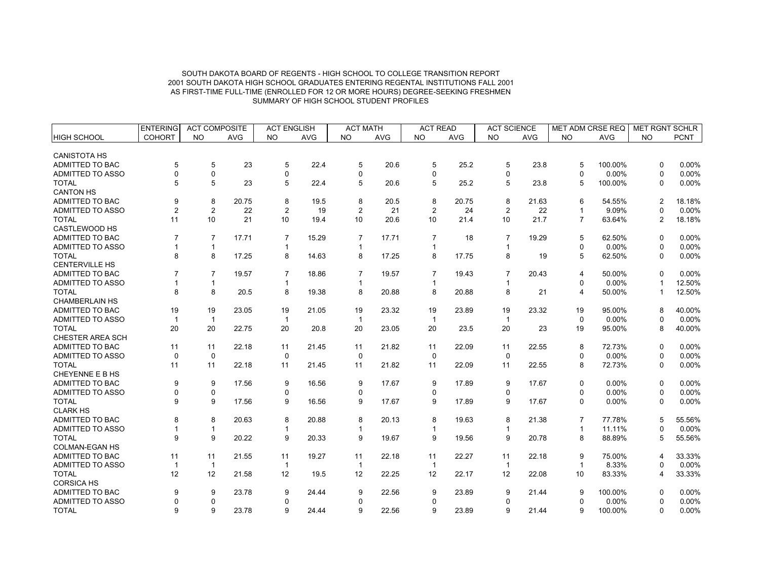SOUTH DAKOTA BOARD OF REGENTS - HIGH SCHOOL TO COLLEGE TRANSITION REPORT
2001 SOUTH DAKOTA HIGH SCHOOL GRADUATES ENTERING REGENTAL INSTITUTIONS FALL 2001
AS FIRST-TIME FULL-TIME (ENROLLED FOR 12 OR MORE HOURS) DEGREE-SEEKING FRESHMEN
SUMMARY OF HIGH SCHOOL STUDENT PROFILES

| | ENTERING | ACT COMPOSITE | | ACT ENGLISH | | ACT MATH | | ACT READ | | ACT SCIENCE | | MET ADM CRSE REQ | | MET RGNT SCHLR | |
|---|---|---|---|---|---|---|---|---|---|---|---|---|---|---|---|
| HIGH SCHOOL | COHORT | NO | AVG | NO | AVG | NO | AVG | NO | AVG | NO | AVG | NO | AVG | NO | PCNT |
| CANISTOTA HS | | | | | | | | | | | | | | | |
| ADMITTED TO BAC | 5 | 5 | 23 | 5 | 22.4 | 5 | 20.6 | 5 | 25.2 | 5 | 23.8 | 5 | 100.00% | 0 | 0.00% |
| ADMITTED TO ASSO | 0 | 0 | | 0 | | 0 | | 0 | | 0 | | 0 | 0.00% | 0 | 0.00% |
| TOTAL | 5 | 5 | 23 | 5 | 22.4 | 5 | 20.6 | 5 | 25.2 | 5 | 23.8 | 5 | 100.00% | 0 | 0.00% |
| CANTON HS | | | | | | | | | | | | | | | |
| ADMITTED TO BAC | 9 | 8 | 20.75 | 8 | 19.5 | 8 | 20.5 | 8 | 20.75 | 8 | 21.63 | 6 | 54.55% | 2 | 18.18% |
| ADMITTED TO ASSO | 2 | 2 | 22 | 2 | 19 | 2 | 21 | 2 | 24 | 2 | 22 | 1 | 9.09% | 0 | 0.00% |
| TOTAL | 11 | 10 | 21 | 10 | 19.4 | 10 | 20.6 | 10 | 21.4 | 10 | 21.7 | 7 | 63.64% | 2 | 18.18% |
| CASTLEWOOD HS | | | | | | | | | | | | | | | |
| ADMITTED TO BAC | 7 | 7 | 17.71 | 7 | 15.29 | 7 | 17.71 | 7 | 18 | 7 | 19.29 | 5 | 62.50% | 0 | 0.00% |
| ADMITTED TO ASSO | 1 | 1 | | 1 | | 1 | | 1 | | 1 | | 0 | 0.00% | 0 | 0.00% |
| TOTAL | 8 | 8 | 17.25 | 8 | 14.63 | 8 | 17.25 | 8 | 17.75 | 8 | 19 | 5 | 62.50% | 0 | 0.00% |
| CENTERVILLE HS | | | | | | | | | | | | | | | |
| ADMITTED TO BAC | 7 | 7 | 19.57 | 7 | 18.86 | 7 | 19.57 | 7 | 19.43 | 7 | 20.43 | 4 | 50.00% | 0 | 0.00% |
| ADMITTED TO ASSO | 1 | 1 | | 1 | | 1 | | 1 | | 1 | | 0 | 0.00% | 1 | 12.50% |
| TOTAL | 8 | 8 | 20.5 | 8 | 19.38 | 8 | 20.88 | 8 | 20.88 | 8 | 21 | 4 | 50.00% | 1 | 12.50% |
| CHAMBERLAIN HS | | | | | | | | | | | | | | | |
| ADMITTED TO BAC | 19 | 19 | 23.05 | 19 | 21.05 | 19 | 23.32 | 19 | 23.89 | 19 | 23.32 | 19 | 95.00% | 8 | 40.00% |
| ADMITTED TO ASSO | 1 | 1 | | 1 | | 1 | | 1 | | 1 | | 0 | 0.00% | 0 | 0.00% |
| TOTAL | 20 | 20 | 22.75 | 20 | 20.8 | 20 | 23.05 | 20 | 23.5 | 20 | 23 | 19 | 95.00% | 8 | 40.00% |
| CHESTER AREA SCH | | | | | | | | | | | | | | | |
| ADMITTED TO BAC | 11 | 11 | 22.18 | 11 | 21.45 | 11 | 21.82 | 11 | 22.09 | 11 | 22.55 | 8 | 72.73% | 0 | 0.00% |
| ADMITTED TO ASSO | 0 | 0 | | 0 | | 0 | | 0 | | 0 | | 0 | 0.00% | 0 | 0.00% |
| TOTAL | 11 | 11 | 22.18 | 11 | 21.45 | 11 | 21.82 | 11 | 22.09 | 11 | 22.55 | 8 | 72.73% | 0 | 0.00% |
| CHEYENNE E B HS | | | | | | | | | | | | | | | |
| ADMITTED TO BAC | 9 | 9 | 17.56 | 9 | 16.56 | 9 | 17.67 | 9 | 17.89 | 9 | 17.67 | 0 | 0.00% | 0 | 0.00% |
| ADMITTED TO ASSO | 0 | 0 | | 0 | | 0 | | 0 | | 0 | | 0 | 0.00% | 0 | 0.00% |
| TOTAL | 9 | 9 | 17.56 | 9 | 16.56 | 9 | 17.67 | 9 | 17.89 | 9 | 17.67 | 0 | 0.00% | 0 | 0.00% |
| CLARK HS | | | | | | | | | | | | | | | |
| ADMITTED TO BAC | 8 | 8 | 20.63 | 8 | 20.88 | 8 | 20.13 | 8 | 19.63 | 8 | 21.38 | 7 | 77.78% | 5 | 55.56% |
| ADMITTED TO ASSO | 1 | 1 | | 1 | | 1 | | 1 | | 1 | | 1 | 11.11% | 0 | 0.00% |
| TOTAL | 9 | 9 | 20.22 | 9 | 20.33 | 9 | 19.67 | 9 | 19.56 | 9 | 20.78 | 8 | 88.89% | 5 | 55.56% |
| COLMAN-EGAN HS | | | | | | | | | | | | | | | |
| ADMITTED TO BAC | 11 | 11 | 21.55 | 11 | 19.27 | 11 | 22.18 | 11 | 22.27 | 11 | 22.18 | 9 | 75.00% | 4 | 33.33% |
| ADMITTED TO ASSO | 1 | 1 | | 1 | | 1 | | 1 | | 1 | | 1 | 8.33% | 0 | 0.00% |
| TOTAL | 12 | 12 | 21.58 | 12 | 19.5 | 12 | 22.25 | 12 | 22.17 | 12 | 22.08 | 10 | 83.33% | 4 | 33.33% |
| CORSICA HS | | | | | | | | | | | | | | | |
| ADMITTED TO BAC | 9 | 9 | 23.78 | 9 | 24.44 | 9 | 22.56 | 9 | 23.89 | 9 | 21.44 | 9 | 100.00% | 0 | 0.00% |
| ADMITTED TO ASSO | 0 | 0 | | 0 | | 0 | | 0 | | 0 | | 0 | 0.00% | 0 | 0.00% |
| TOTAL | 9 | 9 | 23.78 | 9 | 24.44 | 9 | 22.56 | 9 | 23.89 | 9 | 21.44 | 9 | 100.00% | 0 | 0.00% |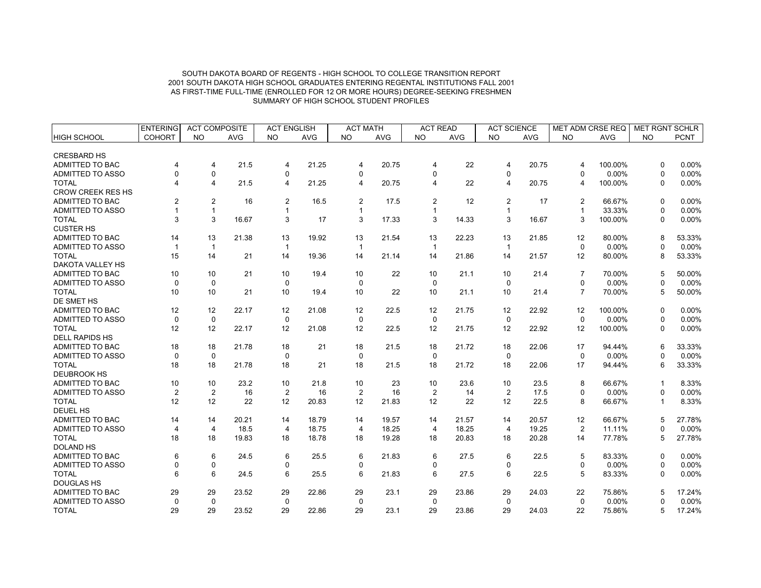SOUTH DAKOTA BOARD OF REGENTS - HIGH SCHOOL TO COLLEGE TRANSITION REPORT
2001 SOUTH DAKOTA HIGH SCHOOL GRADUATES ENTERING REGENTAL INSTITUTIONS FALL 2001
AS FIRST-TIME FULL-TIME (ENROLLED FOR 12 OR MORE HOURS) DEGREE-SEEKING FRESHMEN
SUMMARY OF HIGH SCHOOL STUDENT PROFILES

| | ENTERING | ACT COMPOSITE | | ACT ENGLISH | | ACT MATH | | ACT READ | | ACT SCIENCE | | MET ADM CRSE REQ | | MET RGNT SCHLR | |
|---|---|---|---|---|---|---|---|---|---|---|---|---|---|---|---|
| HIGH SCHOOL | COHORT | NO | AVG | NO | AVG | NO | AVG | NO | AVG | NO | AVG | NO | AVG | NO | PCNT |
| CRESBARD HS | | | | | | | | | | | | | | | |
| ADMITTED TO BAC | 4 | 4 | 21.5 | 4 | 21.25 | 4 | 20.75 | 4 | 22 | 4 | 20.75 | 4 | 100.00% | 0 | 0.00% |
| ADMITTED TO ASSO | 0 | 0 | | 0 | | 0 | | 0 | | 0 | | 0 | 0.00% | 0 | 0.00% |
| TOTAL | 4 | 4 | 21.5 | 4 | 21.25 | 4 | 20.75 | 4 | 22 | 4 | 20.75 | 4 | 100.00% | 0 | 0.00% |
| CROW CREEK RES HS | | | | | | | | | | | | | | | |
| ADMITTED TO BAC | 2 | 2 | 16 | 2 | 16.5 | 2 | 17.5 | 2 | 12 | 2 | 17 | 2 | 66.67% | 0 | 0.00% |
| ADMITTED TO ASSO | 1 | 1 | | 1 | | 1 | | 1 | | 1 | | 1 | 33.33% | 0 | 0.00% |
| TOTAL | 3 | 3 | 16.67 | 3 | 17 | 3 | 17.33 | 3 | 14.33 | 3 | 16.67 | 3 | 100.00% | 0 | 0.00% |
| CUSTER HS | | | | | | | | | | | | | | | |
| ADMITTED TO BAC | 14 | 13 | 21.38 | 13 | 19.92 | 13 | 21.54 | 13 | 22.23 | 13 | 21.85 | 12 | 80.00% | 8 | 53.33% |
| ADMITTED TO ASSO | 1 | 1 | | 1 | | 1 | | 1 | | 1 | | 0 | 0.00% | 0 | 0.00% |
| TOTAL | 15 | 14 | 21 | 14 | 19.36 | 14 | 21.14 | 14 | 21.86 | 14 | 21.57 | 12 | 80.00% | 8 | 53.33% |
| DAKOTA VALLEY HS | | | | | | | | | | | | | | | |
| ADMITTED TO BAC | 10 | 10 | 21 | 10 | 19.4 | 10 | 22 | 10 | 21.1 | 10 | 21.4 | 7 | 70.00% | 5 | 50.00% |
| ADMITTED TO ASSO | 0 | 0 | | 0 | | 0 | | 0 | | 0 | | 0 | 0.00% | 0 | 0.00% |
| TOTAL | 10 | 10 | 21 | 10 | 19.4 | 10 | 22 | 10 | 21.1 | 10 | 21.4 | 7 | 70.00% | 5 | 50.00% |
| DE SMET HS | | | | | | | | | | | | | | | |
| ADMITTED TO BAC | 12 | 12 | 22.17 | 12 | 21.08 | 12 | 22.5 | 12 | 21.75 | 12 | 22.92 | 12 | 100.00% | 0 | 0.00% |
| ADMITTED TO ASSO | 0 | 0 | | 0 | | 0 | | 0 | | 0 | | 0 | 0.00% | 0 | 0.00% |
| TOTAL | 12 | 12 | 22.17 | 12 | 21.08 | 12 | 22.5 | 12 | 21.75 | 12 | 22.92 | 12 | 100.00% | 0 | 0.00% |
| DELL RAPIDS HS | | | | | | | | | | | | | | | |
| ADMITTED TO BAC | 18 | 18 | 21.78 | 18 | 21 | 18 | 21.5 | 18 | 21.72 | 18 | 22.06 | 17 | 94.44% | 6 | 33.33% |
| ADMITTED TO ASSO | 0 | 0 | | 0 | | 0 | | 0 | | 0 | | 0 | 0.00% | 0 | 0.00% |
| TOTAL | 18 | 18 | 21.78 | 18 | 21 | 18 | 21.5 | 18 | 21.72 | 18 | 22.06 | 17 | 94.44% | 6 | 33.33% |
| DEUBROOK HS | | | | | | | | | | | | | | | |
| ADMITTED TO BAC | 10 | 10 | 23.2 | 10 | 21.8 | 10 | 23 | 10 | 23.6 | 10 | 23.5 | 8 | 66.67% | 1 | 8.33% |
| ADMITTED TO ASSO | 2 | 2 | 16 | 2 | 16 | 2 | 16 | 2 | 14 | 2 | 17.5 | 0 | 0.00% | 0 | 0.00% |
| TOTAL | 12 | 12 | 22 | 12 | 20.83 | 12 | 21.83 | 12 | 22 | 12 | 22.5 | 8 | 66.67% | 1 | 8.33% |
| DEUEL HS | | | | | | | | | | | | | | | |
| ADMITTED TO BAC | 14 | 14 | 20.21 | 14 | 18.79 | 14 | 19.57 | 14 | 21.57 | 14 | 20.57 | 12 | 66.67% | 5 | 27.78% |
| ADMITTED TO ASSO | 4 | 4 | 18.5 | 4 | 18.75 | 4 | 18.25 | 4 | 18.25 | 4 | 19.25 | 2 | 11.11% | 0 | 0.00% |
| TOTAL | 18 | 18 | 19.83 | 18 | 18.78 | 18 | 19.28 | 18 | 20.83 | 18 | 20.28 | 14 | 77.78% | 5 | 27.78% |
| DOLAND HS | | | | | | | | | | | | | | | |
| ADMITTED TO BAC | 6 | 6 | 24.5 | 6 | 25.5 | 6 | 21.83 | 6 | 27.5 | 6 | 22.5 | 5 | 83.33% | 0 | 0.00% |
| ADMITTED TO ASSO | 0 | 0 | | 0 | | 0 | | 0 | | 0 | | 0 | 0.00% | 0 | 0.00% |
| TOTAL | 6 | 6 | 24.5 | 6 | 25.5 | 6 | 21.83 | 6 | 27.5 | 6 | 22.5 | 5 | 83.33% | 0 | 0.00% |
| DOUGLAS HS | | | | | | | | | | | | | | | |
| ADMITTED TO BAC | 29 | 29 | 23.52 | 29 | 22.86 | 29 | 23.1 | 29 | 23.86 | 29 | 24.03 | 22 | 75.86% | 5 | 17.24% |
| ADMITTED TO ASSO | 0 | 0 | | 0 | | 0 | | 0 | | 0 | | 0 | 0.00% | 0 | 0.00% |
| TOTAL | 29 | 29 | 23.52 | 29 | 22.86 | 29 | 23.1 | 29 | 23.86 | 29 | 24.03 | 22 | 75.86% | 5 | 17.24% |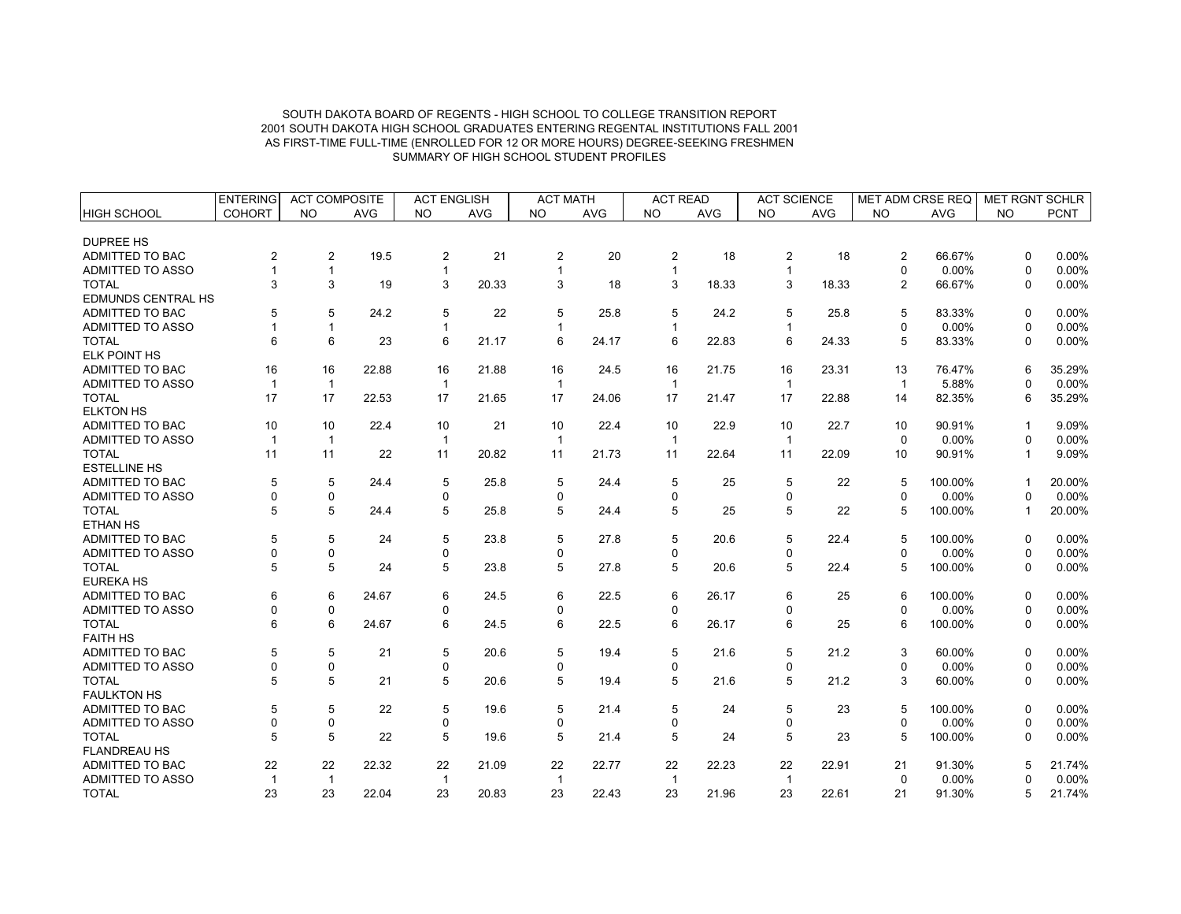SOUTH DAKOTA BOARD OF REGENTS - HIGH SCHOOL TO COLLEGE TRANSITION REPORT
2001 SOUTH DAKOTA HIGH SCHOOL GRADUATES ENTERING REGENTAL INSTITUTIONS FALL 2001
AS FIRST-TIME FULL-TIME (ENROLLED FOR 12 OR MORE HOURS) DEGREE-SEEKING FRESHMEN
SUMMARY OF HIGH SCHOOL STUDENT PROFILES

| | ENTERING | ACT COMPOSITE | | ACT ENGLISH | | ACT MATH | | ACT READ | | ACT SCIENCE | | MET ADM CRSE REQ | | MET RGNT SCHLR | |
|---|---|---|---|---|---|---|---|---|---|---|---|---|---|---|---|
| HIGH SCHOOL | COHORT | NO | AVG | NO | AVG | NO | AVG | NO | AVG | NO | AVG | NO | AVG | NO | PCNT |
| DUPREE HS | | | | | | | | | | | | | | | |
| ADMITTED TO BAC | 2 | 2 | 19.5 | 2 | 21 | 2 | 20 | 2 | 18 | 2 | 18 | 2 | 66.67% | 0 | 0.00% |
| ADMITTED TO ASSO | 1 | 1 | | 1 | | 1 | | 1 | | 1 | | 0 | 0.00% | 0 | 0.00% |
| TOTAL | 3 | 3 | 19 | 3 | 20.33 | 3 | 18 | 3 | 18.33 | 3 | 18.33 | 2 | 66.67% | 0 | 0.00% |
| EDMUNDS CENTRAL HS | | | | | | | | | | | | | | | |
| ADMITTED TO BAC | 5 | 5 | 24.2 | 5 | 22 | 5 | 25.8 | 5 | 24.2 | 5 | 25.8 | 5 | 83.33% | 0 | 0.00% |
| ADMITTED TO ASSO | 1 | 1 | | 1 | | 1 | | 1 | | 1 | | 0 | 0.00% | 0 | 0.00% |
| TOTAL | 6 | 6 | 23 | 6 | 21.17 | 6 | 24.17 | 6 | 22.83 | 6 | 24.33 | 5 | 83.33% | 0 | 0.00% |
| ELK POINT HS | | | | | | | | | | | | | | | |
| ADMITTED TO BAC | 16 | 16 | 22.88 | 16 | 21.88 | 16 | 24.5 | 16 | 21.75 | 16 | 23.31 | 13 | 76.47% | 6 | 35.29% |
| ADMITTED TO ASSO | 1 | 1 | | 1 | | 1 | | 1 | | 1 | | 1 | 5.88% | 0 | 0.00% |
| TOTAL | 17 | 17 | 22.53 | 17 | 21.65 | 17 | 24.06 | 17 | 21.47 | 17 | 22.88 | 14 | 82.35% | 6 | 35.29% |
| ELKTON HS | | | | | | | | | | | | | | | |
| ADMITTED TO BAC | 10 | 10 | 22.4 | 10 | 21 | 10 | 22.4 | 10 | 22.9 | 10 | 22.7 | 10 | 90.91% | 1 | 9.09% |
| ADMITTED TO ASSO | 1 | 1 | | 1 | | 1 | | 1 | | 1 | | 0 | 0.00% | 0 | 0.00% |
| TOTAL | 11 | 11 | 22 | 11 | 20.82 | 11 | 21.73 | 11 | 22.64 | 11 | 22.09 | 10 | 90.91% | 1 | 9.09% |
| ESTELLINE HS | | | | | | | | | | | | | | | |
| ADMITTED TO BAC | 5 | 5 | 24.4 | 5 | 25.8 | 5 | 24.4 | 5 | 25 | 5 | 22 | 5 | 100.00% | 1 | 20.00% |
| ADMITTED TO ASSO | 0 | 0 | | 0 | | 0 | | 0 | | 0 | | 0 | 0.00% | 0 | 0.00% |
| TOTAL | 5 | 5 | 24.4 | 5 | 25.8 | 5 | 24.4 | 5 | 25 | 5 | 22 | 5 | 100.00% | 1 | 20.00% |
| ETHAN HS | | | | | | | | | | | | | | | |
| ADMITTED TO BAC | 5 | 5 | 24 | 5 | 23.8 | 5 | 27.8 | 5 | 20.6 | 5 | 22.4 | 5 | 100.00% | 0 | 0.00% |
| ADMITTED TO ASSO | 0 | 0 | | 0 | | 0 | | 0 | | 0 | | 0 | 0.00% | 0 | 0.00% |
| TOTAL | 5 | 5 | 24 | 5 | 23.8 | 5 | 27.8 | 5 | 20.6 | 5 | 22.4 | 5 | 100.00% | 0 | 0.00% |
| EUREKA HS | | | | | | | | | | | | | | | |
| ADMITTED TO BAC | 6 | 6 | 24.67 | 6 | 24.5 | 6 | 22.5 | 6 | 26.17 | 6 | 25 | 6 | 100.00% | 0 | 0.00% |
| ADMITTED TO ASSO | 0 | 0 | | 0 | | 0 | | 0 | | 0 | | 0 | 0.00% | 0 | 0.00% |
| TOTAL | 6 | 6 | 24.67 | 6 | 24.5 | 6 | 22.5 | 6 | 26.17 | 6 | 25 | 6 | 100.00% | 0 | 0.00% |
| FAITH HS | | | | | | | | | | | | | | | |
| ADMITTED TO BAC | 5 | 5 | 21 | 5 | 20.6 | 5 | 19.4 | 5 | 21.6 | 5 | 21.2 | 3 | 60.00% | 0 | 0.00% |
| ADMITTED TO ASSO | 0 | 0 | | 0 | | 0 | | 0 | | 0 | | 0 | 0.00% | 0 | 0.00% |
| TOTAL | 5 | 5 | 21 | 5 | 20.6 | 5 | 19.4 | 5 | 21.6 | 5 | 21.2 | 3 | 60.00% | 0 | 0.00% |
| FAULKTON HS | | | | | | | | | | | | | | | |
| ADMITTED TO BAC | 5 | 5 | 22 | 5 | 19.6 | 5 | 21.4 | 5 | 24 | 5 | 23 | 5 | 100.00% | 0 | 0.00% |
| ADMITTED TO ASSO | 0 | 0 | | 0 | | 0 | | 0 | | 0 | | 0 | 0.00% | 0 | 0.00% |
| TOTAL | 5 | 5 | 22 | 5 | 19.6 | 5 | 21.4 | 5 | 24 | 5 | 23 | 5 | 100.00% | 0 | 0.00% |
| FLANDREAU HS | | | | | | | | | | | | | | | |
| ADMITTED TO BAC | 22 | 22 | 22.32 | 22 | 21.09 | 22 | 22.77 | 22 | 22.23 | 22 | 22.91 | 21 | 91.30% | 5 | 21.74% |
| ADMITTED TO ASSO | 1 | 1 | | 1 | | 1 | | 1 | | 1 | | 0 | 0.00% | 0 | 0.00% |
| TOTAL | 23 | 23 | 22.04 | 23 | 20.83 | 23 | 22.43 | 23 | 21.96 | 23 | 22.61 | 21 | 91.30% | 5 | 21.74% |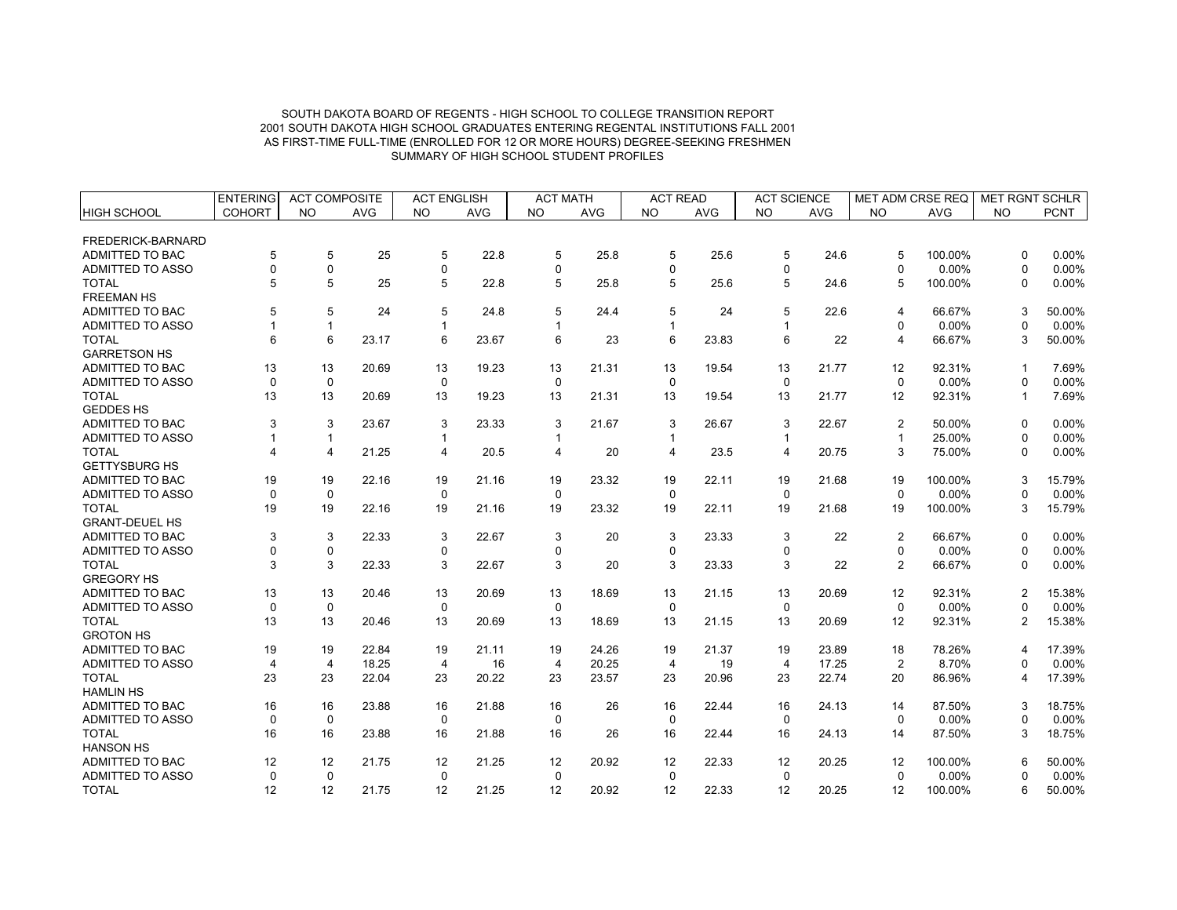SOUTH DAKOTA BOARD OF REGENTS - HIGH SCHOOL TO COLLEGE TRANSITION REPORT
2001 SOUTH DAKOTA HIGH SCHOOL GRADUATES ENTERING REGENTAL INSTITUTIONS FALL 2001
AS FIRST-TIME FULL-TIME (ENROLLED FOR 12 OR MORE HOURS) DEGREE-SEEKING FRESHMEN
SUMMARY OF HIGH SCHOOL STUDENT PROFILES

| | ENTERING | ACT COMPOSITE | | ACT ENGLISH | | ACT MATH | | ACT READ | | ACT SCIENCE | | MET ADM CRSE REQ | | MET RGNT SCHLR | |
|---|---|---|---|---|---|---|---|---|---|---|---|---|---|---|---|
| HIGH SCHOOL | COHORT | NO | AVG | NO | AVG | NO | AVG | NO | AVG | NO | AVG | NO | AVG | NO | PCNT |
| FREDERICK-BARNARD | | | | | | | | | | | | | | | |
| ADMITTED TO BAC | 5 | 5 | 25 | 5 | 22.8 | 5 | 25.8 | 5 | 25.6 | 5 | 24.6 | 5 | 100.00% | 0 | 0.00% |
| ADMITTED TO ASSO | 0 | 0 | | 0 | | 0 | | 0 | | 0 | | 0 | 0.00% | 0 | 0.00% |
| TOTAL | 5 | 5 | 25 | 5 | 22.8 | 5 | 25.8 | 5 | 25.6 | 5 | 24.6 | 5 | 100.00% | 0 | 0.00% |
| FREEMAN HS | | | | | | | | | | | | | | | |
| ADMITTED TO BAC | 5 | 5 | 24 | 5 | 24.8 | 5 | 24.4 | 5 | 24 | 5 | 22.6 | 4 | 66.67% | 3 | 50.00% |
| ADMITTED TO ASSO | 1 | 1 | | 1 | | 1 | | 1 | | 1 | | 0 | 0.00% | 0 | 0.00% |
| TOTAL | 6 | 6 | 23.17 | 6 | 23.67 | 6 | 23 | 6 | 23.83 | 6 | 22 | 4 | 66.67% | 3 | 50.00% |
| GARRETSON HS | | | | | | | | | | | | | | | |
| ADMITTED TO BAC | 13 | 13 | 20.69 | 13 | 19.23 | 13 | 21.31 | 13 | 19.54 | 13 | 21.77 | 12 | 92.31% | 1 | 7.69% |
| ADMITTED TO ASSO | 0 | 0 | | 0 | | 0 | | 0 | | 0 | | 0 | 0.00% | 0 | 0.00% |
| TOTAL | 13 | 13 | 20.69 | 13 | 19.23 | 13 | 21.31 | 13 | 19.54 | 13 | 21.77 | 12 | 92.31% | 1 | 7.69% |
| GEDDES HS | | | | | | | | | | | | | | | |
| ADMITTED TO BAC | 3 | 3 | 23.67 | 3 | 23.33 | 3 | 21.67 | 3 | 26.67 | 3 | 22.67 | 2 | 50.00% | 0 | 0.00% |
| ADMITTED TO ASSO | 1 | 1 | | 1 | | 1 | | 1 | | 1 | | 1 | 25.00% | 0 | 0.00% |
| TOTAL | 4 | 4 | 21.25 | 4 | 20.5 | 4 | 20 | 4 | 23.5 | 4 | 20.75 | 3 | 75.00% | 0 | 0.00% |
| GETTYSBURG HS | | | | | | | | | | | | | | | |
| ADMITTED TO BAC | 19 | 19 | 22.16 | 19 | 21.16 | 19 | 23.32 | 19 | 22.11 | 19 | 21.68 | 19 | 100.00% | 3 | 15.79% |
| ADMITTED TO ASSO | 0 | 0 | | 0 | | 0 | | 0 | | 0 | | 0 | 0.00% | 0 | 0.00% |
| TOTAL | 19 | 19 | 22.16 | 19 | 21.16 | 19 | 23.32 | 19 | 22.11 | 19 | 21.68 | 19 | 100.00% | 3 | 15.79% |
| GRANT-DEUEL HS | | | | | | | | | | | | | | | |
| ADMITTED TO BAC | 3 | 3 | 22.33 | 3 | 22.67 | 3 | 20 | 3 | 23.33 | 3 | 22 | 2 | 66.67% | 0 | 0.00% |
| ADMITTED TO ASSO | 0 | 0 | | 0 | | 0 | | 0 | | 0 | | 0 | 0.00% | 0 | 0.00% |
| TOTAL | 3 | 3 | 22.33 | 3 | 22.67 | 3 | 20 | 3 | 23.33 | 3 | 22 | 2 | 66.67% | 0 | 0.00% |
| GREGORY HS | | | | | | | | | | | | | | | |
| ADMITTED TO BAC | 13 | 13 | 20.46 | 13 | 20.69 | 13 | 18.69 | 13 | 21.15 | 13 | 20.69 | 12 | 92.31% | 2 | 15.38% |
| ADMITTED TO ASSO | 0 | 0 | | 0 | | 0 | | 0 | | 0 | | 0 | 0.00% | 0 | 0.00% |
| TOTAL | 13 | 13 | 20.46 | 13 | 20.69 | 13 | 18.69 | 13 | 21.15 | 13 | 20.69 | 12 | 92.31% | 2 | 15.38% |
| GROTON HS | | | | | | | | | | | | | | | |
| ADMITTED TO BAC | 19 | 19 | 22.84 | 19 | 21.11 | 19 | 24.26 | 19 | 21.37 | 19 | 23.89 | 18 | 78.26% | 4 | 17.39% |
| ADMITTED TO ASSO | 4 | 4 | 18.25 | 4 | 16 | 4 | 20.25 | 4 | 19 | 4 | 17.25 | 2 | 8.70% | 0 | 0.00% |
| TOTAL | 23 | 23 | 22.04 | 23 | 20.22 | 23 | 23.57 | 23 | 20.96 | 23 | 22.74 | 20 | 86.96% | 4 | 17.39% |
| HAMLIN HS | | | | | | | | | | | | | | | |
| ADMITTED TO BAC | 16 | 16 | 23.88 | 16 | 21.88 | 16 | 26 | 16 | 22.44 | 16 | 24.13 | 14 | 87.50% | 3 | 18.75% |
| ADMITTED TO ASSO | 0 | 0 | | 0 | | 0 | | 0 | | 0 | | 0 | 0.00% | 0 | 0.00% |
| TOTAL | 16 | 16 | 23.88 | 16 | 21.88 | 16 | 26 | 16 | 22.44 | 16 | 24.13 | 14 | 87.50% | 3 | 18.75% |
| HANSON HS | | | | | | | | | | | | | | | |
| ADMITTED TO BAC | 12 | 12 | 21.75 | 12 | 21.25 | 12 | 20.92 | 12 | 22.33 | 12 | 20.25 | 12 | 100.00% | 6 | 50.00% |
| ADMITTED TO ASSO | 0 | 0 | | 0 | | 0 | | 0 | | 0 | | 0 | 0.00% | 0 | 0.00% |
| TOTAL | 12 | 12 | 21.75 | 12 | 21.25 | 12 | 20.92 | 12 | 22.33 | 12 | 20.25 | 12 | 100.00% | 6 | 50.00% |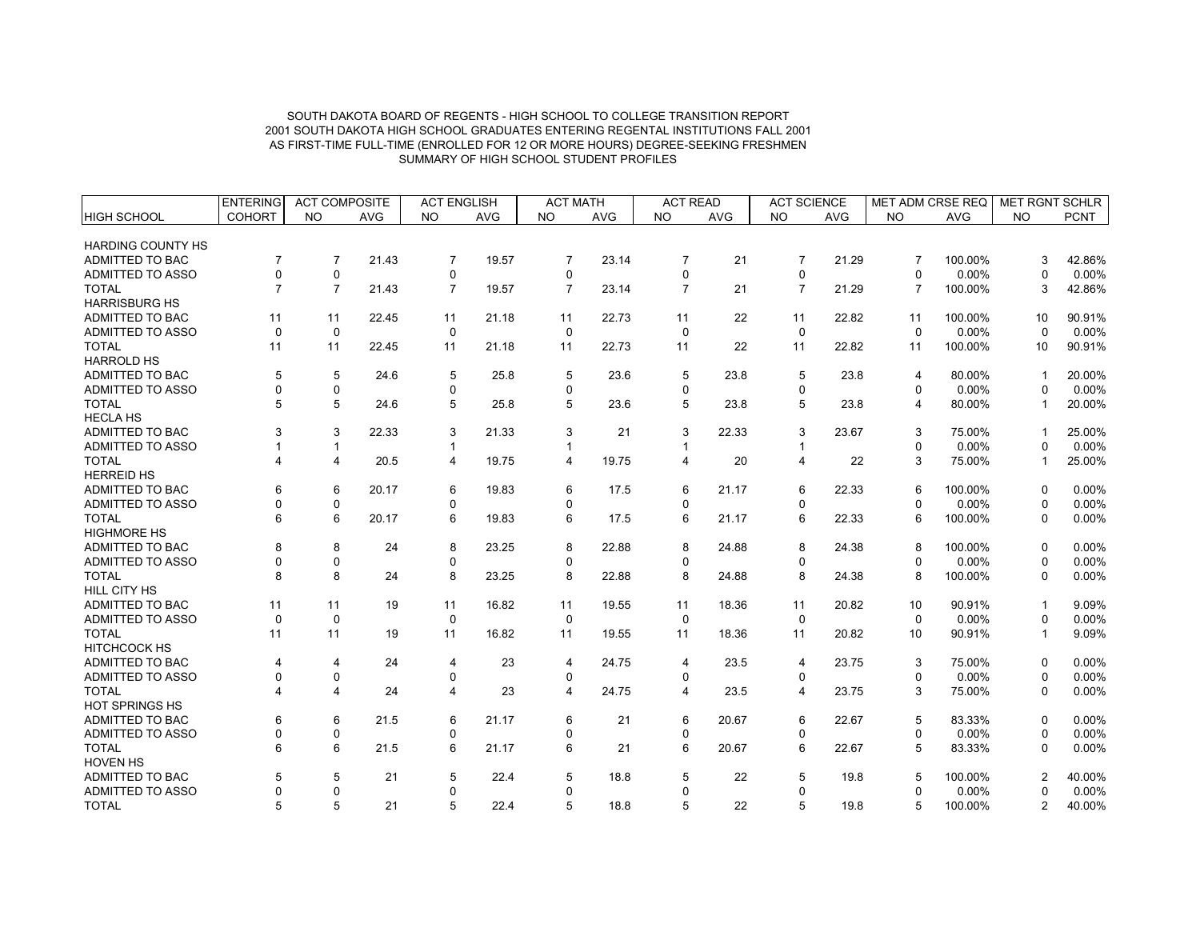SOUTH DAKOTA BOARD OF REGENTS - HIGH SCHOOL TO COLLEGE TRANSITION REPORT
2001 SOUTH DAKOTA HIGH SCHOOL GRADUATES ENTERING REGENTAL INSTITUTIONS FALL 2001
AS FIRST-TIME FULL-TIME (ENROLLED FOR 12 OR MORE HOURS) DEGREE-SEEKING FRESHMEN
SUMMARY OF HIGH SCHOOL STUDENT PROFILES

| | ENTERING | ACT COMPOSITE | | ACT ENGLISH | | ACT MATH | | ACT READ | | ACT SCIENCE | | MET ADM CRSE REQ | | MET RGNT SCHLR | |
|---|---|---|---|---|---|---|---|---|---|---|---|---|---|---|---|
| HIGH SCHOOL | COHORT | NO | AVG | NO | AVG | NO | AVG | NO | AVG | NO | AVG | NO | AVG | NO | PCNT |
| HARDING COUNTY HS | | | | | | | | | | | | | | | |
| ADMITTED TO BAC | 7 | 7 | 21.43 | 7 | 19.57 | 7 | 23.14 | 7 | 21 | 7 | 21.29 | 7 | 100.00% | 3 | 42.86% |
| ADMITTED TO ASSO | 0 | 0 | | 0 | | 0 | | 0 | | 0 | | 0 | 0.00% | 0 | 0.00% |
| TOTAL | 7 | 7 | 21.43 | 7 | 19.57 | 7 | 23.14 | 7 | 21 | 7 | 21.29 | 7 | 100.00% | 3 | 42.86% |
| HARRISBURG HS | | | | | | | | | | | | | | | |
| ADMITTED TO BAC | 11 | 11 | 22.45 | 11 | 21.18 | 11 | 22.73 | 11 | 22 | 11 | 22.82 | 11 | 100.00% | 10 | 90.91% |
| ADMITTED TO ASSO | 0 | 0 | | 0 | | 0 | | 0 | | 0 | | 0 | 0.00% | 0 | 0.00% |
| TOTAL | 11 | 11 | 22.45 | 11 | 21.18 | 11 | 22.73 | 11 | 22 | 11 | 22.82 | 11 | 100.00% | 10 | 90.91% |
| HARROLD HS | | | | | | | | | | | | | | | |
| ADMITTED TO BAC | 5 | 5 | 24.6 | 5 | 25.8 | 5 | 23.6 | 5 | 23.8 | 5 | 23.8 | 4 | 80.00% | 1 | 20.00% |
| ADMITTED TO ASSO | 0 | 0 | | 0 | | 0 | | 0 | | 0 | | 0 | 0.00% | 0 | 0.00% |
| TOTAL | 5 | 5 | 24.6 | 5 | 25.8 | 5 | 23.6 | 5 | 23.8 | 5 | 23.8 | 4 | 80.00% | 1 | 20.00% |
| HECLA HS | | | | | | | | | | | | | | | |
| ADMITTED TO BAC | 3 | 3 | 22.33 | 3 | 21.33 | 3 | 21 | 3 | 22.33 | 3 | 23.67 | 3 | 75.00% | 1 | 25.00% |
| ADMITTED TO ASSO | 1 | 1 | | 1 | | 1 | | 1 | | 1 | | 0 | 0.00% | 0 | 0.00% |
| TOTAL | 4 | 4 | 20.5 | 4 | 19.75 | 4 | 19.75 | 4 | 20 | 4 | 22 | 3 | 75.00% | 1 | 25.00% |
| HERREID HS | | | | | | | | | | | | | | | |
| ADMITTED TO BAC | 6 | 6 | 20.17 | 6 | 19.83 | 6 | 17.5 | 6 | 21.17 | 6 | 22.33 | 6 | 100.00% | 0 | 0.00% |
| ADMITTED TO ASSO | 0 | 0 | | 0 | | 0 | | 0 | | 0 | | 0 | 0.00% | 0 | 0.00% |
| TOTAL | 6 | 6 | 20.17 | 6 | 19.83 | 6 | 17.5 | 6 | 21.17 | 6 | 22.33 | 6 | 100.00% | 0 | 0.00% |
| HIGHMORE HS | | | | | | | | | | | | | | | |
| ADMITTED TO BAC | 8 | 8 | 24 | 8 | 23.25 | 8 | 22.88 | 8 | 24.88 | 8 | 24.38 | 8 | 100.00% | 0 | 0.00% |
| ADMITTED TO ASSO | 0 | 0 | | 0 | | 0 | | 0 | | 0 | | 0 | 0.00% | 0 | 0.00% |
| TOTAL | 8 | 8 | 24 | 8 | 23.25 | 8 | 22.88 | 8 | 24.88 | 8 | 24.38 | 8 | 100.00% | 0 | 0.00% |
| HILL CITY HS | | | | | | | | | | | | | | | |
| ADMITTED TO BAC | 11 | 11 | 19 | 11 | 16.82 | 11 | 19.55 | 11 | 18.36 | 11 | 20.82 | 10 | 90.91% | 1 | 9.09% |
| ADMITTED TO ASSO | 0 | 0 | | 0 | | 0 | | 0 | | 0 | | 0 | 0.00% | 0 | 0.00% |
| TOTAL | 11 | 11 | 19 | 11 | 16.82 | 11 | 19.55 | 11 | 18.36 | 11 | 20.82 | 10 | 90.91% | 1 | 9.09% |
| HITCHCOCK HS | | | | | | | | | | | | | | | |
| ADMITTED TO BAC | 4 | 4 | 24 | 4 | 23 | 4 | 24.75 | 4 | 23.5 | 4 | 23.75 | 3 | 75.00% | 0 | 0.00% |
| ADMITTED TO ASSO | 0 | 0 | | 0 | | 0 | | 0 | | 0 | | 0 | 0.00% | 0 | 0.00% |
| TOTAL | 4 | 4 | 24 | 4 | 23 | 4 | 24.75 | 4 | 23.5 | 4 | 23.75 | 3 | 75.00% | 0 | 0.00% |
| HOT SPRINGS HS | | | | | | | | | | | | | | | |
| ADMITTED TO BAC | 6 | 6 | 21.5 | 6 | 21.17 | 6 | 21 | 6 | 20.67 | 6 | 22.67 | 5 | 83.33% | 0 | 0.00% |
| ADMITTED TO ASSO | 0 | 0 | | 0 | | 0 | | 0 | | 0 | | 0 | 0.00% | 0 | 0.00% |
| TOTAL | 6 | 6 | 21.5 | 6 | 21.17 | 6 | 21 | 6 | 20.67 | 6 | 22.67 | 5 | 83.33% | 0 | 0.00% |
| HOVEN HS | | | | | | | | | | | | | | | |
| ADMITTED TO BAC | 5 | 5 | 21 | 5 | 22.4 | 5 | 18.8 | 5 | 22 | 5 | 19.8 | 5 | 100.00% | 2 | 40.00% |
| ADMITTED TO ASSO | 0 | 0 | | 0 | | 0 | | 0 | | 0 | | 0 | 0.00% | 0 | 0.00% |
| TOTAL | 5 | 5 | 21 | 5 | 22.4 | 5 | 18.8 | 5 | 22 | 5 | 19.8 | 5 | 100.00% | 2 | 40.00% |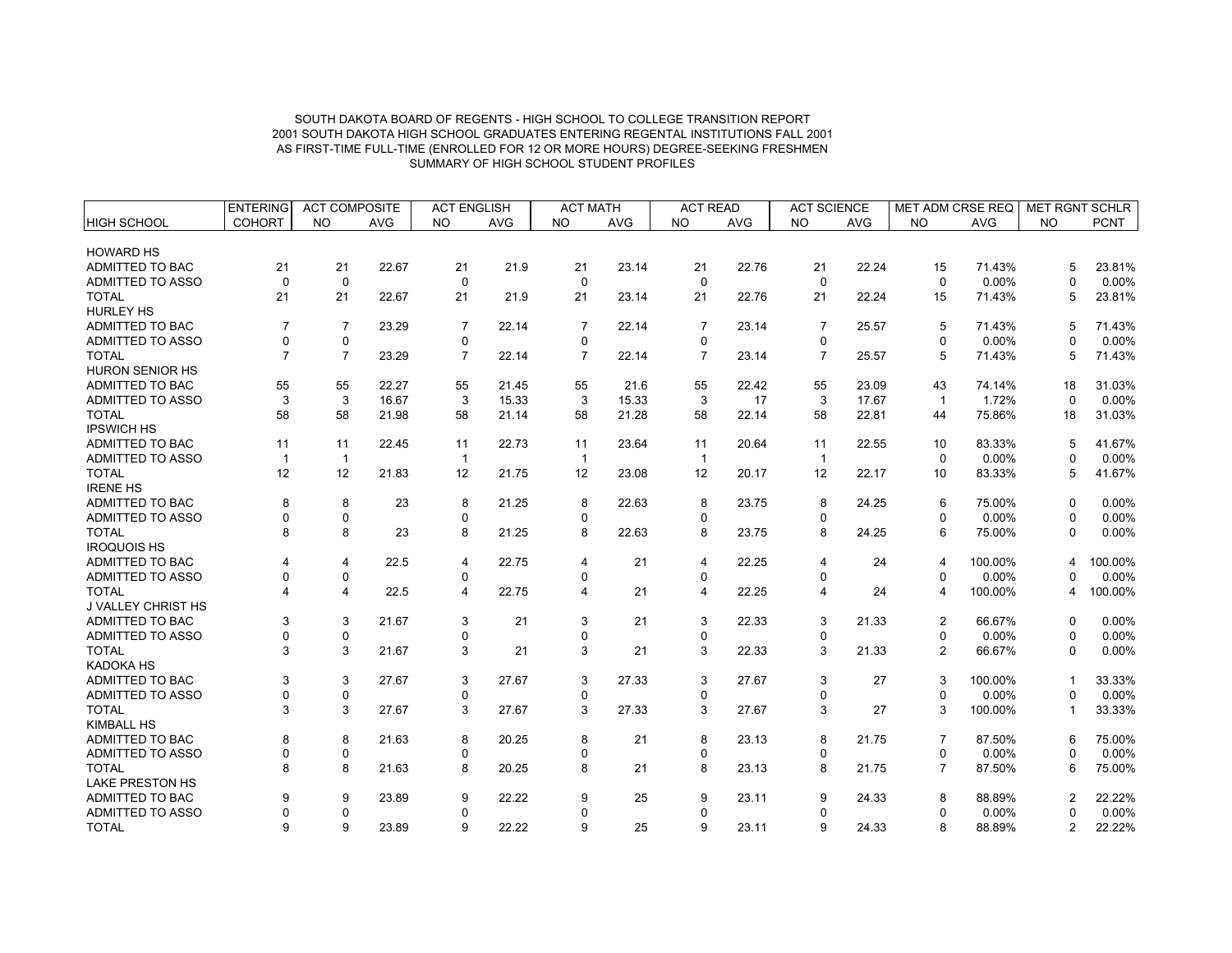SOUTH DAKOTA BOARD OF REGENTS - HIGH SCHOOL TO COLLEGE TRANSITION REPORT
2001 SOUTH DAKOTA HIGH SCHOOL GRADUATES ENTERING REGENTAL INSTITUTIONS FALL 2001
AS FIRST-TIME FULL-TIME (ENROLLED FOR 12 OR MORE HOURS) DEGREE-SEEKING FRESHMEN
SUMMARY OF HIGH SCHOOL STUDENT PROFILES

| | ENTERING | ACT COMPOSITE | | ACT ENGLISH | | ACT MATH | | ACT READ | | ACT SCIENCE | | MET ADM CRSE REQ | | MET RGNT SCHLR | |
|---|---|---|---|---|---|---|---|---|---|---|---|---|---|---|---|
| HIGH SCHOOL | COHORT | NO | AVG | NO | AVG | NO | AVG | NO | AVG | NO | AVG | NO | AVG | NO | PCNT |
| HOWARD HS | | | | | | | | | | | | | | | |
| ADMITTED TO BAC | 21 | 21 | 22.67 | 21 | 21.9 | 21 | 23.14 | 21 | 22.76 | 21 | 22.24 | 15 | 71.43% | 5 | 23.81% |
| ADMITTED TO ASSO | 0 | 0 | | 0 | | 0 | | 0 | | 0 | | 0 | 0.00% | 0 | 0.00% |
| TOTAL | 21 | 21 | 22.67 | 21 | 21.9 | 21 | 23.14 | 21 | 22.76 | 21 | 22.24 | 15 | 71.43% | 5 | 23.81% |
| HURLEY HS | | | | | | | | | | | | | | | |
| ADMITTED TO BAC | 7 | 7 | 23.29 | 7 | 22.14 | 7 | 22.14 | 7 | 23.14 | 7 | 25.57 | 5 | 71.43% | 5 | 71.43% |
| ADMITTED TO ASSO | 0 | 0 | | 0 | | 0 | | 0 | | 0 | | 0 | 0.00% | 0 | 0.00% |
| TOTAL | 7 | 7 | 23.29 | 7 | 22.14 | 7 | 22.14 | 7 | 23.14 | 7 | 25.57 | 5 | 71.43% | 5 | 71.43% |
| HURON SENIOR HS | | | | | | | | | | | | | | | |
| ADMITTED TO BAC | 55 | 55 | 22.27 | 55 | 21.45 | 55 | 21.6 | 55 | 22.42 | 55 | 23.09 | 43 | 74.14% | 18 | 31.03% |
| ADMITTED TO ASSO | 3 | 3 | 16.67 | 3 | 15.33 | 3 | 15.33 | 3 | 17 | 3 | 17.67 | 1 | 1.72% | 0 | 0.00% |
| TOTAL | 58 | 58 | 21.98 | 58 | 21.14 | 58 | 21.28 | 58 | 22.14 | 58 | 22.81 | 44 | 75.86% | 18 | 31.03% |
| IPSWICH HS | | | | | | | | | | | | | | | |
| ADMITTED TO BAC | 11 | 11 | 22.45 | 11 | 22.73 | 11 | 23.64 | 11 | 20.64 | 11 | 22.55 | 10 | 83.33% | 5 | 41.67% |
| ADMITTED TO ASSO | 1 | 1 | | 1 | | 1 | | 1 | | 1 | | 0 | 0.00% | 0 | 0.00% |
| TOTAL | 12 | 12 | 21.83 | 12 | 21.75 | 12 | 23.08 | 12 | 20.17 | 12 | 22.17 | 10 | 83.33% | 5 | 41.67% |
| IRENE HS | | | | | | | | | | | | | | | |
| ADMITTED TO BAC | 8 | 8 | 23 | 8 | 21.25 | 8 | 22.63 | 8 | 23.75 | 8 | 24.25 | 6 | 75.00% | 0 | 0.00% |
| ADMITTED TO ASSO | 0 | 0 | | 0 | | 0 | | 0 | | 0 | | 0 | 0.00% | 0 | 0.00% |
| TOTAL | 8 | 8 | 23 | 8 | 21.25 | 8 | 22.63 | 8 | 23.75 | 8 | 24.25 | 6 | 75.00% | 0 | 0.00% |
| IROQUOIS HS | | | | | | | | | | | | | | | |
| ADMITTED TO BAC | 4 | 4 | 22.5 | 4 | 22.75 | 4 | 21 | 4 | 22.25 | 4 | 24 | 4 | 100.00% | 4 | 100.00% |
| ADMITTED TO ASSO | 0 | 0 | | 0 | | 0 | | 0 | | 0 | | 0 | 0.00% | 0 | 0.00% |
| TOTAL | 4 | 4 | 22.5 | 4 | 22.75 | 4 | 21 | 4 | 22.25 | 4 | 24 | 4 | 100.00% | 4 | 100.00% |
| J VALLEY CHRIST HS | | | | | | | | | | | | | | | |
| ADMITTED TO BAC | 3 | 3 | 21.67 | 3 | 21 | 3 | 21 | 3 | 22.33 | 3 | 21.33 | 2 | 66.67% | 0 | 0.00% |
| ADMITTED TO ASSO | 0 | 0 | | 0 | | 0 | | 0 | | 0 | | 0 | 0.00% | 0 | 0.00% |
| TOTAL | 3 | 3 | 21.67 | 3 | 21 | 3 | 21 | 3 | 22.33 | 3 | 21.33 | 2 | 66.67% | 0 | 0.00% |
| KADOKA HS | | | | | | | | | | | | | | | |
| ADMITTED TO BAC | 3 | 3 | 27.67 | 3 | 27.67 | 3 | 27.33 | 3 | 27.67 | 3 | 27 | 3 | 100.00% | 1 | 33.33% |
| ADMITTED TO ASSO | 0 | 0 | | 0 | | 0 | | 0 | | 0 | | 0 | 0.00% | 0 | 0.00% |
| TOTAL | 3 | 3 | 27.67 | 3 | 27.67 | 3 | 27.33 | 3 | 27.67 | 3 | 27 | 3 | 100.00% | 1 | 33.33% |
| KIMBALL HS | | | | | | | | | | | | | | | |
| ADMITTED TO BAC | 8 | 8 | 21.63 | 8 | 20.25 | 8 | 21 | 8 | 23.13 | 8 | 21.75 | 7 | 87.50% | 6 | 75.00% |
| ADMITTED TO ASSO | 0 | 0 | | 0 | | 0 | | 0 | | 0 | | 0 | 0.00% | 0 | 0.00% |
| TOTAL | 8 | 8 | 21.63 | 8 | 20.25 | 8 | 21 | 8 | 23.13 | 8 | 21.75 | 7 | 87.50% | 6 | 75.00% |
| LAKE PRESTON HS | | | | | | | | | | | | | | | |
| ADMITTED TO BAC | 9 | 9 | 23.89 | 9 | 22.22 | 9 | 25 | 9 | 23.11 | 9 | 24.33 | 8 | 88.89% | 2 | 22.22% |
| ADMITTED TO ASSO | 0 | 0 | | 0 | | 0 | | 0 | | 0 | | 0 | 0.00% | 0 | 0.00% |
| TOTAL | 9 | 9 | 23.89 | 9 | 22.22 | 9 | 25 | 9 | 23.11 | 9 | 24.33 | 8 | 88.89% | 2 | 22.22% |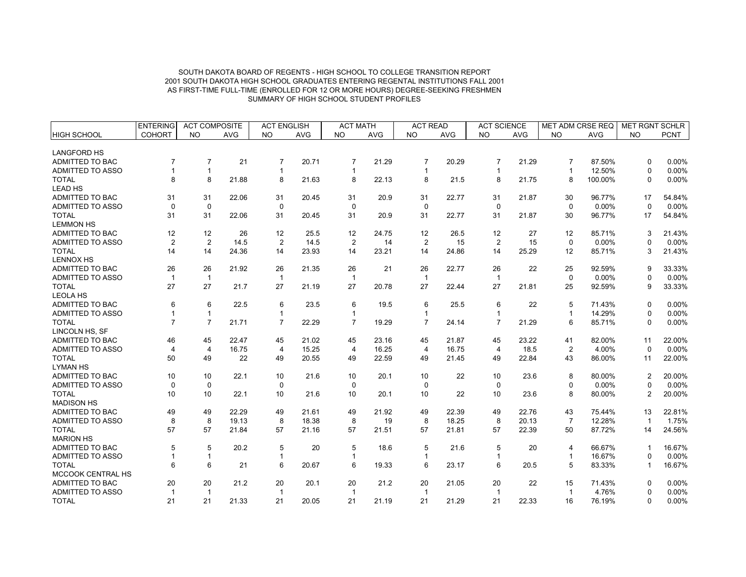SOUTH DAKOTA BOARD OF REGENTS - HIGH SCHOOL TO COLLEGE TRANSITION REPORT
2001 SOUTH DAKOTA HIGH SCHOOL GRADUATES ENTERING REGENTAL INSTITUTIONS FALL 2001
AS FIRST-TIME FULL-TIME (ENROLLED FOR 12 OR MORE HOURS) DEGREE-SEEKING FRESHMEN
SUMMARY OF HIGH SCHOOL STUDENT PROFILES

| | ENTERING | ACT COMPOSITE | | ACT ENGLISH | | ACT MATH | | ACT READ | | ACT SCIENCE | | MET ADM CRSE REQ | | MET RGNT SCHLR | |
|---|---|---|---|---|---|---|---|---|---|---|---|---|---|---|---|
| HIGH SCHOOL | COHORT | NO | AVG | NO | AVG | NO | AVG | NO | AVG | NO | AVG | NO | AVG | NO | PCNT |
| LANGFORD HS | | | | | | | | | | | | | | | |
| ADMITTED TO BAC | 7 | 7 | 21 | 7 | 20.71 | 7 | 21.29 | 7 | 20.29 | 7 | 21.29 | 7 | 87.50% | 0 | 0.00% |
| ADMITTED TO ASSO | 1 | 1 | | 1 | | 1 | | 1 | | 1 | | 1 | 12.50% | 0 | 0.00% |
| TOTAL | 8 | 8 | 21.88 | 8 | 21.63 | 8 | 22.13 | 8 | 21.5 | 8 | 21.75 | 8 | 100.00% | 0 | 0.00% |
| LEAD HS | | | | | | | | | | | | | | | |
| ADMITTED TO BAC | 31 | 31 | 22.06 | 31 | 20.45 | 31 | 20.9 | 31 | 22.77 | 31 | 21.87 | 30 | 96.77% | 17 | 54.84% |
| ADMITTED TO ASSO | 0 | 0 | | 0 | | 0 | | 0 | | 0 | | 0 | 0.00% | 0 | 0.00% |
| TOTAL | 31 | 31 | 22.06 | 31 | 20.45 | 31 | 20.9 | 31 | 22.77 | 31 | 21.87 | 30 | 96.77% | 17 | 54.84% |
| LEMMON HS | | | | | | | | | | | | | | | |
| ADMITTED TO BAC | 12 | 12 | 26 | 12 | 25.5 | 12 | 24.75 | 12 | 26.5 | 12 | 27 | 12 | 85.71% | 3 | 21.43% |
| ADMITTED TO ASSO | 2 | 2 | 14.5 | 2 | 14.5 | 2 | 14 | 2 | 15 | 2 | 15 | 0 | 0.00% | 0 | 0.00% |
| TOTAL | 14 | 14 | 24.36 | 14 | 23.93 | 14 | 23.21 | 14 | 24.86 | 14 | 25.29 | 12 | 85.71% | 3 | 21.43% |
| LENNOX HS | | | | | | | | | | | | | | | |
| ADMITTED TO BAC | 26 | 26 | 21.92 | 26 | 21.35 | 26 | 21 | 26 | 22.77 | 26 | 22 | 25 | 92.59% | 9 | 33.33% |
| ADMITTED TO ASSO | 1 | 1 | | 1 | | 1 | | 1 | | 1 | | 0 | 0.00% | 0 | 0.00% |
| TOTAL | 27 | 27 | 21.7 | 27 | 21.19 | 27 | 20.78 | 27 | 22.44 | 27 | 21.81 | 25 | 92.59% | 9 | 33.33% |
| LEOLA HS | | | | | | | | | | | | | | | |
| ADMITTED TO BAC | 6 | 6 | 22.5 | 6 | 23.5 | 6 | 19.5 | 6 | 25.5 | 6 | 22 | 5 | 71.43% | 0 | 0.00% |
| ADMITTED TO ASSO | 1 | 1 | | 1 | | 1 | | 1 | | 1 | | 1 | 14.29% | 0 | 0.00% |
| TOTAL | 7 | 7 | 21.71 | 7 | 22.29 | 7 | 19.29 | 7 | 24.14 | 7 | 21.29 | 6 | 85.71% | 0 | 0.00% |
| LINCOLN HS, SF | | | | | | | | | | | | | | | |
| ADMITTED TO BAC | 46 | 45 | 22.47 | 45 | 21.02 | 45 | 23.16 | 45 | 21.87 | 45 | 23.22 | 41 | 82.00% | 11 | 22.00% |
| ADMITTED TO ASSO | 4 | 4 | 16.75 | 4 | 15.25 | 4 | 16.25 | 4 | 16.75 | 4 | 18.5 | 2 | 4.00% | 0 | 0.00% |
| TOTAL | 50 | 49 | 22 | 49 | 20.55 | 49 | 22.59 | 49 | 21.45 | 49 | 22.84 | 43 | 86.00% | 11 | 22.00% |
| LYMAN HS | | | | | | | | | | | | | | | |
| ADMITTED TO BAC | 10 | 10 | 22.1 | 10 | 21.6 | 10 | 20.1 | 10 | 22 | 10 | 23.6 | 8 | 80.00% | 2 | 20.00% |
| ADMITTED TO ASSO | 0 | 0 | | 0 | | 0 | | 0 | | 0 | | 0 | 0.00% | 0 | 0.00% |
| TOTAL | 10 | 10 | 22.1 | 10 | 21.6 | 10 | 20.1 | 10 | 22 | 10 | 23.6 | 8 | 80.00% | 2 | 20.00% |
| MADISON HS | | | | | | | | | | | | | | | |
| ADMITTED TO BAC | 49 | 49 | 22.29 | 49 | 21.61 | 49 | 21.92 | 49 | 22.39 | 49 | 22.76 | 43 | 75.44% | 13 | 22.81% |
| ADMITTED TO ASSO | 8 | 8 | 19.13 | 8 | 18.38 | 8 | 19 | 8 | 18.25 | 8 | 20.13 | 7 | 12.28% | 1 | 1.75% |
| TOTAL | 57 | 57 | 21.84 | 57 | 21.16 | 57 | 21.51 | 57 | 21.81 | 57 | 22.39 | 50 | 87.72% | 14 | 24.56% |
| MARION HS | | | | | | | | | | | | | | | |
| ADMITTED TO BAC | 5 | 5 | 20.2 | 5 | 20 | 5 | 18.6 | 5 | 21.6 | 5 | 20 | 4 | 66.67% | 1 | 16.67% |
| ADMITTED TO ASSO | 1 | 1 | | 1 | | 1 | | 1 | | 1 | | 1 | 16.67% | 0 | 0.00% |
| TOTAL | 6 | 6 | 21 | 6 | 20.67 | 6 | 19.33 | 6 | 23.17 | 6 | 20.5 | 5 | 83.33% | 1 | 16.67% |
| MCCOOK CENTRAL HS | | | | | | | | | | | | | | | |
| ADMITTED TO BAC | 20 | 20 | 21.2 | 20 | 20.1 | 20 | 21.2 | 20 | 21.05 | 20 | 22 | 15 | 71.43% | 0 | 0.00% |
| ADMITTED TO ASSO | 1 | 1 | | 1 | | 1 | | 1 | | 1 | | 1 | 4.76% | 0 | 0.00% |
| TOTAL | 21 | 21 | 21.33 | 21 | 20.05 | 21 | 21.19 | 21 | 21.29 | 21 | 22.33 | 16 | 76.19% | 0 | 0.00% |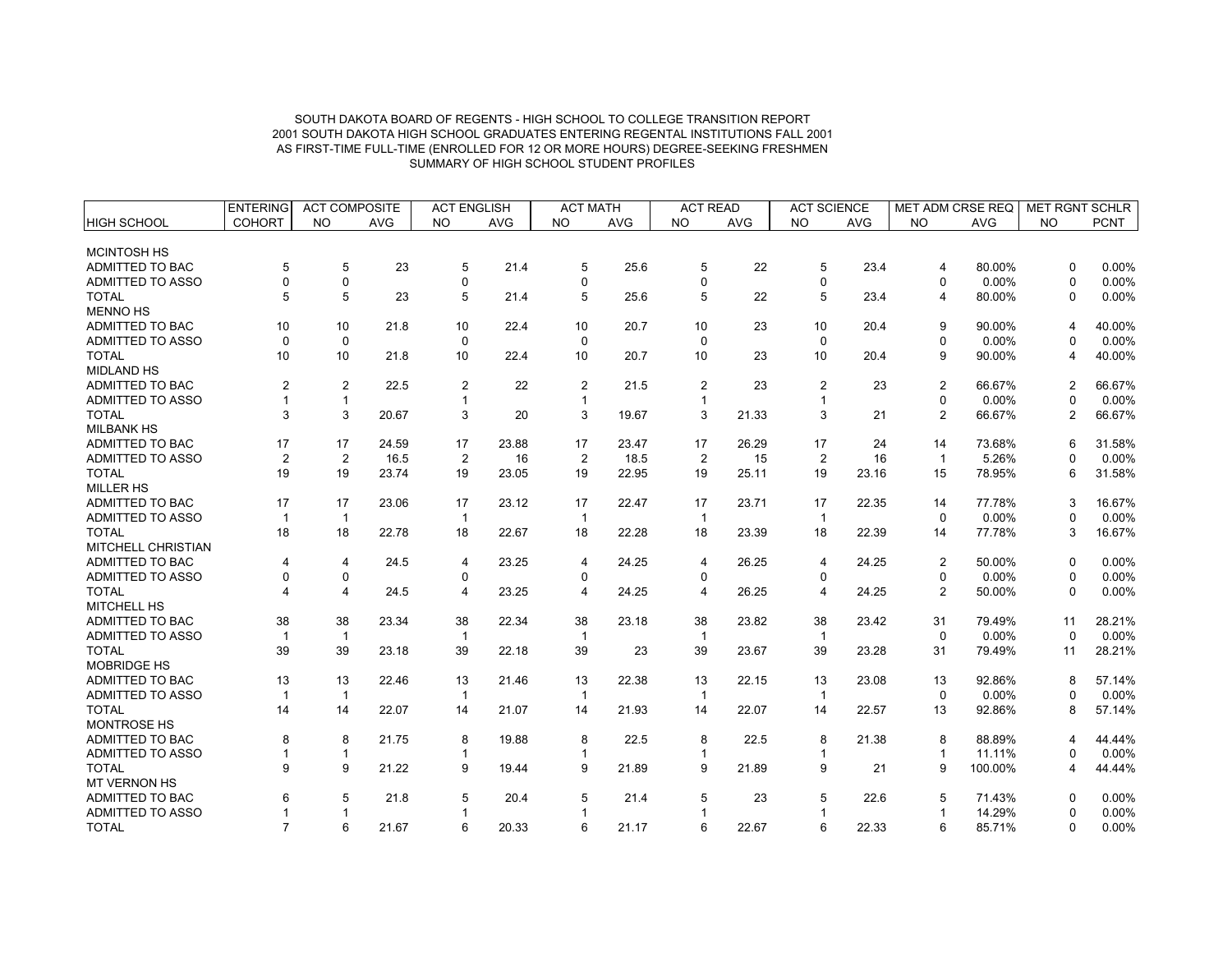SOUTH DAKOTA BOARD OF REGENTS - HIGH SCHOOL TO COLLEGE TRANSITION REPORT
2001 SOUTH DAKOTA HIGH SCHOOL GRADUATES ENTERING REGENTAL INSTITUTIONS FALL 2001
AS FIRST-TIME FULL-TIME (ENROLLED FOR 12 OR MORE HOURS) DEGREE-SEEKING FRESHMEN
SUMMARY OF HIGH SCHOOL STUDENT PROFILES

| | ENTERING | ACT COMPOSITE | | ACT ENGLISH | | ACT MATH | | ACT READ | | ACT SCIENCE | | MET ADM CRSE REQ | | MET RGNT SCHLR | |
|---|---|---|---|---|---|---|---|---|---|---|---|---|---|---|---|
| HIGH SCHOOL | COHORT | NO | AVG | NO | AVG | NO | AVG | NO | AVG | NO | AVG | NO | AVG | NO | PCNT |
| MCINTOSH HS | | | | | | | | | | | | | | | |
| ADMITTED TO BAC | 5 | 5 | 23 | 5 | 21.4 | 5 | 25.6 | 5 | 22 | 5 | 23.4 | 4 | 80.00% | 0 | 0.00% |
| ADMITTED TO ASSO | 0 | 0 | | 0 | | 0 | | 0 | | 0 | | 0 | 0.00% | 0 | 0.00% |
| TOTAL | 5 | 5 | 23 | 5 | 21.4 | 5 | 25.6 | 5 | 22 | 5 | 23.4 | 4 | 80.00% | 0 | 0.00% |
| MENNO HS | | | | | | | | | | | | | | | |
| ADMITTED TO BAC | 10 | 10 | 21.8 | 10 | 22.4 | 10 | 20.7 | 10 | 23 | 10 | 20.4 | 9 | 90.00% | 4 | 40.00% |
| ADMITTED TO ASSO | 0 | 0 | | 0 | | 0 | | 0 | | 0 | | 0 | 0.00% | 0 | 0.00% |
| TOTAL | 10 | 10 | 21.8 | 10 | 22.4 | 10 | 20.7 | 10 | 23 | 10 | 20.4 | 9 | 90.00% | 4 | 40.00% |
| MIDLAND HS | | | | | | | | | | | | | | | |
| ADMITTED TO BAC | 2 | 2 | 22.5 | 2 | 22 | 2 | 21.5 | 2 | 23 | 2 | 23 | 2 | 66.67% | 2 | 66.67% |
| ADMITTED TO ASSO | 1 | 1 | | 1 | | 1 | | 1 | | 1 | | 0 | 0.00% | 0 | 0.00% |
| TOTAL | 3 | 3 | 20.67 | 3 | 20 | 3 | 19.67 | 3 | 21.33 | 3 | 21 | 2 | 66.67% | 2 | 66.67% |
| MILBANK HS | | | | | | | | | | | | | | | |
| ADMITTED TO BAC | 17 | 17 | 24.59 | 17 | 23.88 | 17 | 23.47 | 17 | 26.29 | 17 | 24 | 14 | 73.68% | 6 | 31.58% |
| ADMITTED TO ASSO | 2 | 2 | 16.5 | 2 | 16 | 2 | 18.5 | 2 | 15 | 2 | 16 | 1 | 5.26% | 0 | 0.00% |
| TOTAL | 19 | 19 | 23.74 | 19 | 23.05 | 19 | 22.95 | 19 | 25.11 | 19 | 23.16 | 15 | 78.95% | 6 | 31.58% |
| MILLER HS | | | | | | | | | | | | | | | |
| ADMITTED TO BAC | 17 | 17 | 23.06 | 17 | 23.12 | 17 | 22.47 | 17 | 23.71 | 17 | 22.35 | 14 | 77.78% | 3 | 16.67% |
| ADMITTED TO ASSO | 1 | 1 | | 1 | | 1 | | 1 | | 1 | | 0 | 0.00% | 0 | 0.00% |
| TOTAL | 18 | 18 | 22.78 | 18 | 22.67 | 18 | 22.28 | 18 | 23.39 | 18 | 22.39 | 14 | 77.78% | 3 | 16.67% |
| MITCHELL CHRISTIAN | | | | | | | | | | | | | | | |
| ADMITTED TO BAC | 4 | 4 | 24.5 | 4 | 23.25 | 4 | 24.25 | 4 | 26.25 | 4 | 24.25 | 2 | 50.00% | 0 | 0.00% |
| ADMITTED TO ASSO | 0 | 0 | | 0 | | 0 | | 0 | | 0 | | 0 | 0.00% | 0 | 0.00% |
| TOTAL | 4 | 4 | 24.5 | 4 | 23.25 | 4 | 24.25 | 4 | 26.25 | 4 | 24.25 | 2 | 50.00% | 0 | 0.00% |
| MITCHELL HS | | | | | | | | | | | | | | | |
| ADMITTED TO BAC | 38 | 38 | 23.34 | 38 | 22.34 | 38 | 23.18 | 38 | 23.82 | 38 | 23.42 | 31 | 79.49% | 11 | 28.21% |
| ADMITTED TO ASSO | 1 | 1 | | 1 | | 1 | | 1 | | 1 | | 0 | 0.00% | 0 | 0.00% |
| TOTAL | 39 | 39 | 23.18 | 39 | 22.18 | 39 | 23 | 39 | 23.67 | 39 | 23.28 | 31 | 79.49% | 11 | 28.21% |
| MOBRIDGE HS | | | | | | | | | | | | | | | |
| ADMITTED TO BAC | 13 | 13 | 22.46 | 13 | 21.46 | 13 | 22.38 | 13 | 22.15 | 13 | 23.08 | 13 | 92.86% | 8 | 57.14% |
| ADMITTED TO ASSO | 1 | 1 | | 1 | | 1 | | 1 | | 1 | | 0 | 0.00% | 0 | 0.00% |
| TOTAL | 14 | 14 | 22.07 | 14 | 21.07 | 14 | 21.93 | 14 | 22.07 | 14 | 22.57 | 13 | 92.86% | 8 | 57.14% |
| MONTROSE HS | | | | | | | | | | | | | | | |
| ADMITTED TO BAC | 8 | 8 | 21.75 | 8 | 19.88 | 8 | 22.5 | 8 | 22.5 | 8 | 21.38 | 8 | 88.89% | 4 | 44.44% |
| ADMITTED TO ASSO | 1 | 1 | | 1 | | 1 | | 1 | | 1 | | 1 | 11.11% | 0 | 0.00% |
| TOTAL | 9 | 9 | 21.22 | 9 | 19.44 | 9 | 21.89 | 9 | 21.89 | 9 | 21 | 9 | 100.00% | 4 | 44.44% |
| MT VERNON HS | | | | | | | | | | | | | | | |
| ADMITTED TO BAC | 6 | 5 | 21.8 | 5 | 20.4 | 5 | 21.4 | 5 | 23 | 5 | 22.6 | 5 | 71.43% | 0 | 0.00% |
| ADMITTED TO ASSO | 1 | 1 | | 1 | | 1 | | 1 | | 1 | | 1 | 14.29% | 0 | 0.00% |
| TOTAL | 7 | 6 | 21.67 | 6 | 20.33 | 6 | 21.17 | 6 | 22.67 | 6 | 22.33 | 6 | 85.71% | 0 | 0.00% |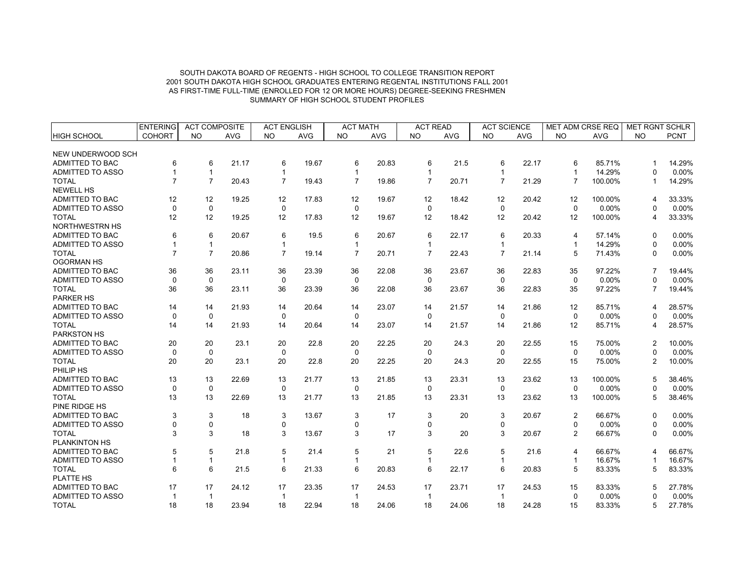SOUTH DAKOTA BOARD OF REGENTS - HIGH SCHOOL TO COLLEGE TRANSITION REPORT
2001 SOUTH DAKOTA HIGH SCHOOL GRADUATES ENTERING REGENTAL INSTITUTIONS FALL 2001
AS FIRST-TIME FULL-TIME (ENROLLED FOR 12 OR MORE HOURS) DEGREE-SEEKING FRESHMEN
SUMMARY OF HIGH SCHOOL STUDENT PROFILES

| | ENTERING | ACT COMPOSITE | | ACT ENGLISH | | ACT MATH | | ACT READ | | ACT SCIENCE | | MET ADM CRSE REQ | | MET RGNT SCHLR | |
|---|---|---|---|---|---|---|---|---|---|---|---|---|---|---|---|
| HIGH SCHOOL | COHORT | NO | AVG | NO | AVG | NO | AVG | NO | AVG | NO | AVG | NO | AVG | NO | PCNT |
| NEW UNDERWOOD SCH | | | | | | | | | | | | | | | |
| ADMITTED TO BAC | 6 | 6 | 21.17 | 6 | 19.67 | 6 | 20.83 | 6 | 21.5 | 6 | 22.17 | 6 | 85.71% | 1 | 14.29% |
| ADMITTED TO ASSO | 1 | 1 | | 1 | | 1 | | 1 | | 1 | | 1 | 14.29% | 0 | 0.00% |
| TOTAL | 7 | 7 | 20.43 | 7 | 19.43 | 7 | 19.86 | 7 | 20.71 | 7 | 21.29 | 7 | 100.00% | 1 | 14.29% |
| NEWELL HS | | | | | | | | | | | | | | | |
| ADMITTED TO BAC | 12 | 12 | 19.25 | 12 | 17.83 | 12 | 19.67 | 12 | 18.42 | 12 | 20.42 | 12 | 100.00% | 4 | 33.33% |
| ADMITTED TO ASSO | 0 | 0 | | 0 | | 0 | | 0 | | 0 | | 0 | 0.00% | 0 | 0.00% |
| TOTAL | 12 | 12 | 19.25 | 12 | 17.83 | 12 | 19.67 | 12 | 18.42 | 12 | 20.42 | 12 | 100.00% | 4 | 33.33% |
| NORTHWESTRN HS | | | | | | | | | | | | | | | |
| ADMITTED TO BAC | 6 | 6 | 20.67 | 6 | 19.5 | 6 | 20.67 | 6 | 22.17 | 6 | 20.33 | 4 | 57.14% | 0 | 0.00% |
| ADMITTED TO ASSO | 1 | 1 | | 1 | | 1 | | 1 | | 1 | | 1 | 14.29% | 0 | 0.00% |
| TOTAL | 7 | 7 | 20.86 | 7 | 19.14 | 7 | 20.71 | 7 | 22.43 | 7 | 21.14 | 5 | 71.43% | 0 | 0.00% |
| OGORMAN HS | | | | | | | | | | | | | | | |
| ADMITTED TO BAC | 36 | 36 | 23.11 | 36 | 23.39 | 36 | 22.08 | 36 | 23.67 | 36 | 22.83 | 35 | 97.22% | 7 | 19.44% |
| ADMITTED TO ASSO | 0 | 0 | | 0 | | 0 | | 0 | | 0 | | 0 | 0.00% | 0 | 0.00% |
| TOTAL | 36 | 36 | 23.11 | 36 | 23.39 | 36 | 22.08 | 36 | 23.67 | 36 | 22.83 | 35 | 97.22% | 7 | 19.44% |
| PARKER HS | | | | | | | | | | | | | | | |
| ADMITTED TO BAC | 14 | 14 | 21.93 | 14 | 20.64 | 14 | 23.07 | 14 | 21.57 | 14 | 21.86 | 12 | 85.71% | 4 | 28.57% |
| ADMITTED TO ASSO | 0 | 0 | | 0 | | 0 | | 0 | | 0 | | 0 | 0.00% | 0 | 0.00% |
| TOTAL | 14 | 14 | 21.93 | 14 | 20.64 | 14 | 23.07 | 14 | 21.57 | 14 | 21.86 | 12 | 85.71% | 4 | 28.57% |
| PARKSTON HS | | | | | | | | | | | | | | | |
| ADMITTED TO BAC | 20 | 20 | 23.1 | 20 | 22.8 | 20 | 22.25 | 20 | 24.3 | 20 | 22.55 | 15 | 75.00% | 2 | 10.00% |
| ADMITTED TO ASSO | 0 | 0 | | 0 | | 0 | | 0 | | 0 | | 0 | 0.00% | 0 | 0.00% |
| TOTAL | 20 | 20 | 23.1 | 20 | 22.8 | 20 | 22.25 | 20 | 24.3 | 20 | 22.55 | 15 | 75.00% | 2 | 10.00% |
| PHILIP HS | | | | | | | | | | | | | | | |
| ADMITTED TO BAC | 13 | 13 | 22.69 | 13 | 21.77 | 13 | 21.85 | 13 | 23.31 | 13 | 23.62 | 13 | 100.00% | 5 | 38.46% |
| ADMITTED TO ASSO | 0 | 0 | | 0 | | 0 | | 0 | | 0 | | 0 | 0.00% | 0 | 0.00% |
| TOTAL | 13 | 13 | 22.69 | 13 | 21.77 | 13 | 21.85 | 13 | 23.31 | 13 | 23.62 | 13 | 100.00% | 5 | 38.46% |
| PINE RIDGE HS | | | | | | | | | | | | | | | |
| ADMITTED TO BAC | 3 | 3 | 18 | 3 | 13.67 | 3 | 17 | 3 | 20 | 3 | 20.67 | 2 | 66.67% | 0 | 0.00% |
| ADMITTED TO ASSO | 0 | 0 | | 0 | | 0 | | 0 | | 0 | | 0 | 0.00% | 0 | 0.00% |
| TOTAL | 3 | 3 | 18 | 3 | 13.67 | 3 | 17 | 3 | 20 | 3 | 20.67 | 2 | 66.67% | 0 | 0.00% |
| PLANKINTON HS | | | | | | | | | | | | | | | |
| ADMITTED TO BAC | 5 | 5 | 21.8 | 5 | 21.4 | 5 | 21 | 5 | 22.6 | 5 | 21.6 | 4 | 66.67% | 4 | 66.67% |
| ADMITTED TO ASSO | 1 | 1 | | 1 | | 1 | | 1 | | 1 | | 1 | 16.67% | 1 | 16.67% |
| TOTAL | 6 | 6 | 21.5 | 6 | 21.33 | 6 | 20.83 | 6 | 22.17 | 6 | 20.83 | 5 | 83.33% | 5 | 83.33% |
| PLATTE HS | | | | | | | | | | | | | | | |
| ADMITTED TO BAC | 17 | 17 | 24.12 | 17 | 23.35 | 17 | 24.53 | 17 | 23.71 | 17 | 24.53 | 15 | 83.33% | 5 | 27.78% |
| ADMITTED TO ASSO | 1 | 1 | | 1 | | 1 | | 1 | | 1 | | 0 | 0.00% | 0 | 0.00% |
| TOTAL | 18 | 18 | 23.94 | 18 | 22.94 | 18 | 24.06 | 18 | 24.06 | 18 | 24.28 | 15 | 83.33% | 5 | 27.78% |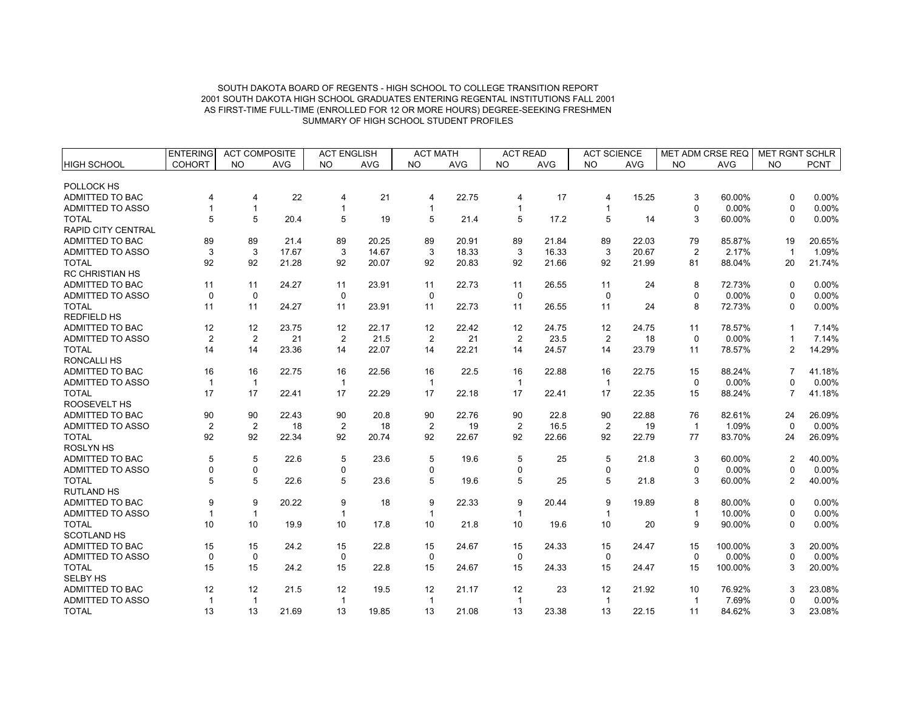SOUTH DAKOTA BOARD OF REGENTS - HIGH SCHOOL TO COLLEGE TRANSITION REPORT
2001 SOUTH DAKOTA HIGH SCHOOL GRADUATES ENTERING REGENTAL INSTITUTIONS FALL 2001
AS FIRST-TIME FULL-TIME (ENROLLED FOR 12 OR MORE HOURS) DEGREE-SEEKING FRESHMEN
SUMMARY OF HIGH SCHOOL STUDENT PROFILES

| | ENTERING | ACT COMPOSITE | | ACT ENGLISH | | ACT MATH | | ACT READ | | ACT SCIENCE | | MET ADM CRSE REQ | | MET RGNT SCHLR | |
|---|---|---|---|---|---|---|---|---|---|---|---|---|---|---|---|
| HIGH SCHOOL | COHORT | NO | AVG | NO | AVG | NO | AVG | NO | AVG | NO | AVG | NO | AVG | NO | PCNT |
| POLLOCK HS | | | | | | | | | | | | | | | |
| ADMITTED TO BAC | 4 | 4 | 22 | 4 | 21 | 4 | 22.75 | 4 | 17 | 4 | 15.25 | 3 | 60.00% | 0 | 0.00% |
| ADMITTED TO ASSO | 1 | 1 | | 1 | | 1 | | 1 | | 1 | | 0 | 0.00% | 0 | 0.00% |
| TOTAL | 5 | 5 | 20.4 | 5 | 19 | 5 | 21.4 | 5 | 17.2 | 5 | 14 | 3 | 60.00% | 0 | 0.00% |
| RAPID CITY CENTRAL | | | | | | | | | | | | | | | |
| ADMITTED TO BAC | 89 | 89 | 21.4 | 89 | 20.25 | 89 | 20.91 | 89 | 21.84 | 89 | 22.03 | 79 | 85.87% | 19 | 20.65% |
| ADMITTED TO ASSO | 3 | 3 | 17.67 | 3 | 14.67 | 3 | 18.33 | 3 | 16.33 | 3 | 20.67 | 2 | 2.17% | 1 | 1.09% |
| TOTAL | 92 | 92 | 21.28 | 92 | 20.07 | 92 | 20.83 | 92 | 21.66 | 92 | 21.99 | 81 | 88.04% | 20 | 21.74% |
| RC CHRISTIAN HS | | | | | | | | | | | | | | | |
| ADMITTED TO BAC | 11 | 11 | 24.27 | 11 | 23.91 | 11 | 22.73 | 11 | 26.55 | 11 | 24 | 8 | 72.73% | 0 | 0.00% |
| ADMITTED TO ASSO | 0 | 0 | | 0 | | 0 | | 0 | | 0 | | 0 | 0.00% | 0 | 0.00% |
| TOTAL | 11 | 11 | 24.27 | 11 | 23.91 | 11 | 22.73 | 11 | 26.55 | 11 | 24 | 8 | 72.73% | 0 | 0.00% |
| REDFIELD HS | | | | | | | | | | | | | | | |
| ADMITTED TO BAC | 12 | 12 | 23.75 | 12 | 22.17 | 12 | 22.42 | 12 | 24.75 | 12 | 24.75 | 11 | 78.57% | 1 | 7.14% |
| ADMITTED TO ASSO | 2 | 2 | 21 | 2 | 21.5 | 2 | 21 | 2 | 23.5 | 2 | 18 | 0 | 0.00% | 1 | 7.14% |
| TOTAL | 14 | 14 | 23.36 | 14 | 22.07 | 14 | 22.21 | 14 | 24.57 | 14 | 23.79 | 11 | 78.57% | 2 | 14.29% |
| RONCALLI HS | | | | | | | | | | | | | | | |
| ADMITTED TO BAC | 16 | 16 | 22.75 | 16 | 22.56 | 16 | 22.5 | 16 | 22.88 | 16 | 22.75 | 15 | 88.24% | 7 | 41.18% |
| ADMITTED TO ASSO | 1 | 1 | | 1 | | 1 | | 1 | | 1 | | 0 | 0.00% | 0 | 0.00% |
| TOTAL | 17 | 17 | 22.41 | 17 | 22.29 | 17 | 22.18 | 17 | 22.41 | 17 | 22.35 | 15 | 88.24% | 7 | 41.18% |
| ROOSEVELT HS | | | | | | | | | | | | | | | |
| ADMITTED TO BAC | 90 | 90 | 22.43 | 90 | 20.8 | 90 | 22.76 | 90 | 22.8 | 90 | 22.88 | 76 | 82.61% | 24 | 26.09% |
| ADMITTED TO ASSO | 2 | 2 | 18 | 2 | 18 | 2 | 19 | 2 | 16.5 | 2 | 19 | 1 | 1.09% | 0 | 0.00% |
| TOTAL | 92 | 92 | 22.34 | 92 | 20.74 | 92 | 22.67 | 92 | 22.66 | 92 | 22.79 | 77 | 83.70% | 24 | 26.09% |
| ROSLYN HS | | | | | | | | | | | | | | | |
| ADMITTED TO BAC | 5 | 5 | 22.6 | 5 | 23.6 | 5 | 19.6 | 5 | 25 | 5 | 21.8 | 3 | 60.00% | 2 | 40.00% |
| ADMITTED TO ASSO | 0 | 0 | | 0 | | 0 | | 0 | | 0 | | 0 | 0.00% | 0 | 0.00% |
| TOTAL | 5 | 5 | 22.6 | 5 | 23.6 | 5 | 19.6 | 5 | 25 | 5 | 21.8 | 3 | 60.00% | 2 | 40.00% |
| RUTLAND HS | | | | | | | | | | | | | | | |
| ADMITTED TO BAC | 9 | 9 | 20.22 | 9 | 18 | 9 | 22.33 | 9 | 20.44 | 9 | 19.89 | 8 | 80.00% | 0 | 0.00% |
| ADMITTED TO ASSO | 1 | 1 | | 1 | | 1 | | 1 | | 1 | | 1 | 10.00% | 0 | 0.00% |
| TOTAL | 10 | 10 | 19.9 | 10 | 17.8 | 10 | 21.8 | 10 | 19.6 | 10 | 20 | 9 | 90.00% | 0 | 0.00% |
| SCOTLAND HS | | | | | | | | | | | | | | | |
| ADMITTED TO BAC | 15 | 15 | 24.2 | 15 | 22.8 | 15 | 24.67 | 15 | 24.33 | 15 | 24.47 | 15 | 100.00% | 3 | 20.00% |
| ADMITTED TO ASSO | 0 | 0 | | 0 | | 0 | | 0 | | 0 | | 0 | 0.00% | 0 | 0.00% |
| TOTAL | 15 | 15 | 24.2 | 15 | 22.8 | 15 | 24.67 | 15 | 24.33 | 15 | 24.47 | 15 | 100.00% | 3 | 20.00% |
| SELBY HS | | | | | | | | | | | | | | | |
| ADMITTED TO BAC | 12 | 12 | 21.5 | 12 | 19.5 | 12 | 21.17 | 12 | 23 | 12 | 21.92 | 10 | 76.92% | 3 | 23.08% |
| ADMITTED TO ASSO | 1 | 1 | | 1 | | 1 | | 1 | | 1 | | 1 | 7.69% | 0 | 0.00% |
| TOTAL | 13 | 13 | 21.69 | 13 | 19.85 | 13 | 21.08 | 13 | 23.38 | 13 | 22.15 | 11 | 84.62% | 3 | 23.08% |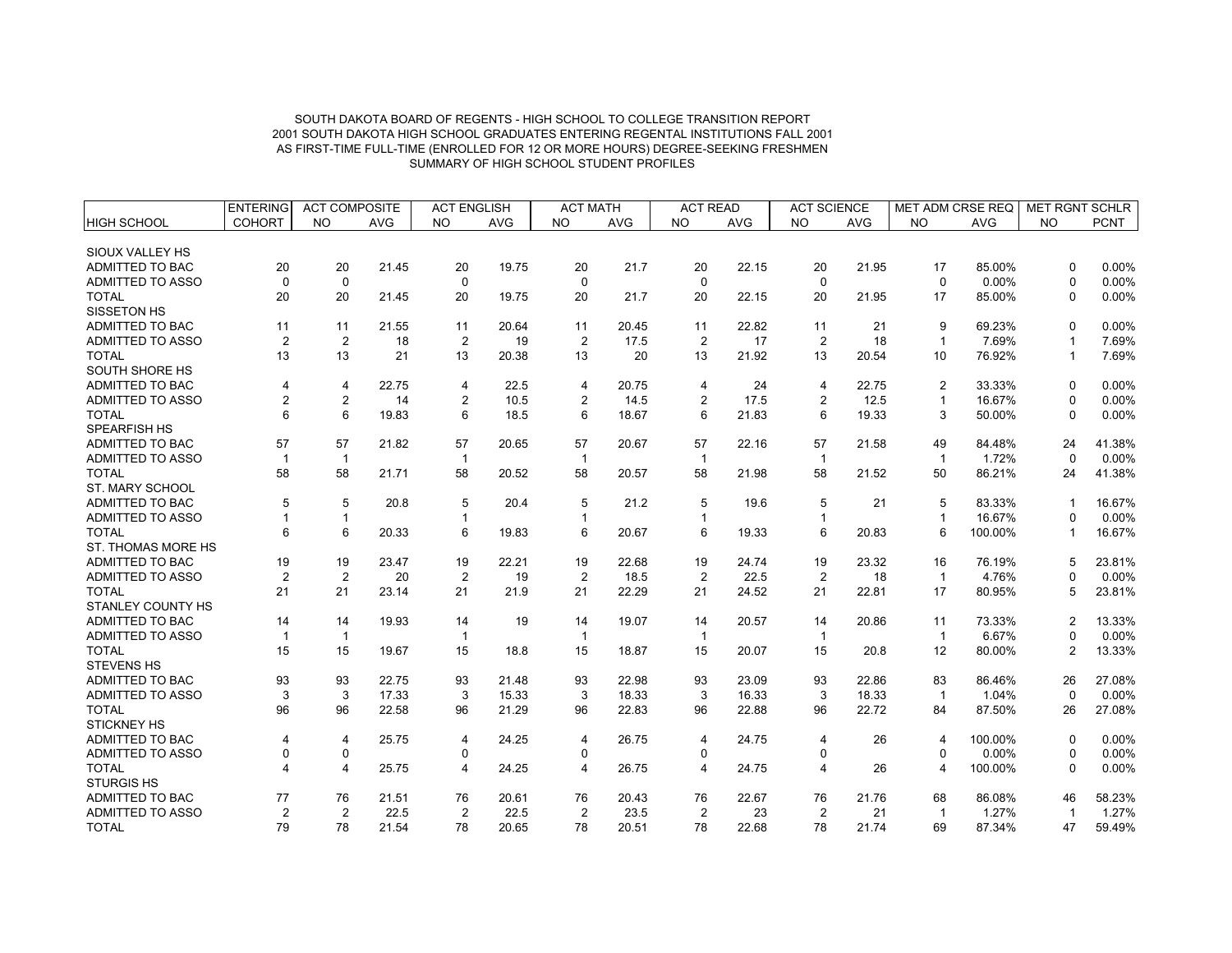SOUTH DAKOTA BOARD OF REGENTS - HIGH SCHOOL TO COLLEGE TRANSITION REPORT
2001 SOUTH DAKOTA HIGH SCHOOL GRADUATES ENTERING REGENTAL INSTITUTIONS FALL 2001
AS FIRST-TIME FULL-TIME (ENROLLED FOR 12 OR MORE HOURS) DEGREE-SEEKING FRESHMEN
SUMMARY OF HIGH SCHOOL STUDENT PROFILES

| | ENTERING | ACT COMPOSITE | | ACT ENGLISH | | ACT MATH | | ACT READ | | ACT SCIENCE | | MET ADM CRSE REQ | | MET RGNT SCHLR | |
|---|---|---|---|---|---|---|---|---|---|---|---|---|---|---|---|
| HIGH SCHOOL | COHORT | NO | AVG | NO | AVG | NO | AVG | NO | AVG | NO | AVG | NO | AVG | NO | PCNT |
| SIOUX VALLEY HS | | | | | | | | | | | | | | | |
| ADMITTED TO BAC | 20 | 20 | 21.45 | 20 | 19.75 | 20 | 21.7 | 20 | 22.15 | 20 | 21.95 | 17 | 85.00% | 0 | 0.00% |
| ADMITTED TO ASSO | 0 | 0 | | 0 | | 0 | | 0 | | 0 | | 0 | 0.00% | 0 | 0.00% |
| TOTAL | 20 | 20 | 21.45 | 20 | 19.75 | 20 | 21.7 | 20 | 22.15 | 20 | 21.95 | 17 | 85.00% | 0 | 0.00% |
| SISSETON HS | | | | | | | | | | | | | | | |
| ADMITTED TO BAC | 11 | 11 | 21.55 | 11 | 20.64 | 11 | 20.45 | 11 | 22.82 | 11 | 21 | 9 | 69.23% | 0 | 0.00% |
| ADMITTED TO ASSO | 2 | 2 | 18 | 2 | 19 | 2 | 17.5 | 2 | 17 | 2 | 18 | 1 | 7.69% | 1 | 7.69% |
| TOTAL | 13 | 13 | 21 | 13 | 20.38 | 13 | 20 | 13 | 21.92 | 13 | 20.54 | 10 | 76.92% | 1 | 7.69% |
| SOUTH SHORE HS | | | | | | | | | | | | | | | |
| ADMITTED TO BAC | 4 | 4 | 22.75 | 4 | 22.5 | 4 | 20.75 | 4 | 24 | 4 | 22.75 | 2 | 33.33% | 0 | 0.00% |
| ADMITTED TO ASSO | 2 | 2 | 14 | 2 | 10.5 | 2 | 14.5 | 2 | 17.5 | 2 | 12.5 | 1 | 16.67% | 0 | 0.00% |
| TOTAL | 6 | 6 | 19.83 | 6 | 18.5 | 6 | 18.67 | 6 | 21.83 | 6 | 19.33 | 3 | 50.00% | 0 | 0.00% |
| SPEARFISH HS | | | | | | | | | | | | | | | |
| ADMITTED TO BAC | 57 | 57 | 21.82 | 57 | 20.65 | 57 | 20.67 | 57 | 22.16 | 57 | 21.58 | 49 | 84.48% | 24 | 41.38% |
| ADMITTED TO ASSO | 1 | 1 | | 1 | | 1 | | 1 | | 1 | | 1 | 1.72% | 0 | 0.00% |
| TOTAL | 58 | 58 | 21.71 | 58 | 20.52 | 58 | 20.57 | 58 | 21.98 | 58 | 21.52 | 50 | 86.21% | 24 | 41.38% |
| ST. MARY SCHOOL | | | | | | | | | | | | | | | |
| ADMITTED TO BAC | 5 | 5 | 20.8 | 5 | 20.4 | 5 | 21.2 | 5 | 19.6 | 5 | 21 | 5 | 83.33% | 1 | 16.67% |
| ADMITTED TO ASSO | 1 | 1 | | 1 | | 1 | | 1 | | 1 | | 1 | 16.67% | 0 | 0.00% |
| TOTAL | 6 | 6 | 20.33 | 6 | 19.83 | 6 | 20.67 | 6 | 19.33 | 6 | 20.83 | 6 | 100.00% | 1 | 16.67% |
| ST. THOMAS MORE HS | | | | | | | | | | | | | | | |
| ADMITTED TO BAC | 19 | 19 | 23.47 | 19 | 22.21 | 19 | 22.68 | 19 | 24.74 | 19 | 23.32 | 16 | 76.19% | 5 | 23.81% |
| ADMITTED TO ASSO | 2 | 2 | 20 | 2 | 19 | 2 | 18.5 | 2 | 22.5 | 2 | 18 | 1 | 4.76% | 0 | 0.00% |
| TOTAL | 21 | 21 | 23.14 | 21 | 21.9 | 21 | 22.29 | 21 | 24.52 | 21 | 22.81 | 17 | 80.95% | 5 | 23.81% |
| STANLEY COUNTY HS | | | | | | | | | | | | | | | |
| ADMITTED TO BAC | 14 | 14 | 19.93 | 14 | 19 | 14 | 19.07 | 14 | 20.57 | 14 | 20.86 | 11 | 73.33% | 2 | 13.33% |
| ADMITTED TO ASSO | 1 | 1 | | 1 | | 1 | | 1 | | 1 | | 1 | 6.67% | 0 | 0.00% |
| TOTAL | 15 | 15 | 19.67 | 15 | 18.8 | 15 | 18.87 | 15 | 20.07 | 15 | 20.8 | 12 | 80.00% | 2 | 13.33% |
| STEVENS HS | | | | | | | | | | | | | | | |
| ADMITTED TO BAC | 93 | 93 | 22.75 | 93 | 21.48 | 93 | 22.98 | 93 | 23.09 | 93 | 22.86 | 83 | 86.46% | 26 | 27.08% |
| ADMITTED TO ASSO | 3 | 3 | 17.33 | 3 | 15.33 | 3 | 18.33 | 3 | 16.33 | 3 | 18.33 | 1 | 1.04% | 0 | 0.00% |
| TOTAL | 96 | 96 | 22.58 | 96 | 21.29 | 96 | 22.83 | 96 | 22.88 | 96 | 22.72 | 84 | 87.50% | 26 | 27.08% |
| STICKNEY HS | | | | | | | | | | | | | | | |
| ADMITTED TO BAC | 4 | 4 | 25.75 | 4 | 24.25 | 4 | 26.75 | 4 | 24.75 | 4 | 26 | 4 | 100.00% | 0 | 0.00% |
| ADMITTED TO ASSO | 0 | 0 | | 0 | | 0 | | 0 | | 0 | | 0 | 0.00% | 0 | 0.00% |
| TOTAL | 4 | 4 | 25.75 | 4 | 24.25 | 4 | 26.75 | 4 | 24.75 | 4 | 26 | 4 | 100.00% | 0 | 0.00% |
| STURGIS HS | | | | | | | | | | | | | | | |
| ADMITTED TO BAC | 77 | 76 | 21.51 | 76 | 20.61 | 76 | 20.43 | 76 | 22.67 | 76 | 21.76 | 68 | 86.08% | 46 | 58.23% |
| ADMITTED TO ASSO | 2 | 2 | 22.5 | 2 | 22.5 | 2 | 23.5 | 2 | 23 | 2 | 21 | 1 | 1.27% | 1 | 1.27% |
| TOTAL | 79 | 78 | 21.54 | 78 | 20.65 | 78 | 20.51 | 78 | 22.68 | 78 | 21.74 | 69 | 87.34% | 47 | 59.49% |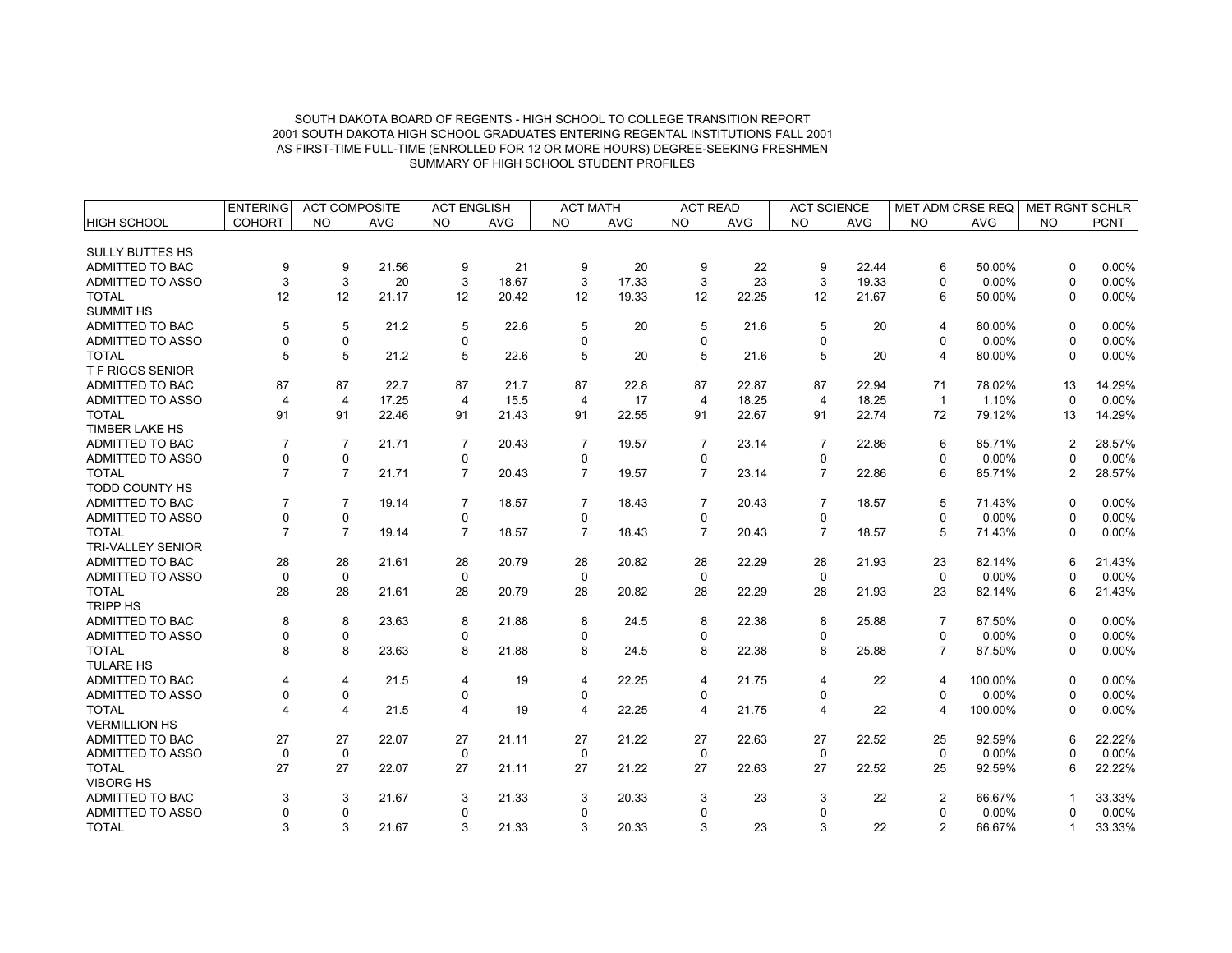SOUTH DAKOTA BOARD OF REGENTS - HIGH SCHOOL TO COLLEGE TRANSITION REPORT
2001 SOUTH DAKOTA HIGH SCHOOL GRADUATES ENTERING REGENTAL INSTITUTIONS FALL 2001
AS FIRST-TIME FULL-TIME (ENROLLED FOR 12 OR MORE HOURS) DEGREE-SEEKING FRESHMEN
SUMMARY OF HIGH SCHOOL STUDENT PROFILES

| | ENTERING | ACT COMPOSITE | | ACT ENGLISH | | ACT MATH | | ACT READ | | ACT SCIENCE | | MET ADM CRSE REQ | | MET RGNT SCHLR | |
|---|---|---|---|---|---|---|---|---|---|---|---|---|---|---|---|
| HIGH SCHOOL | COHORT | NO | AVG | NO | AVG | NO | AVG | NO | AVG | NO | AVG | NO | AVG | NO | PCNT |
| SULLY BUTTES HS | | | | | | | | | | | | | | | |
| ADMITTED TO BAC | 9 | 9 | 21.56 | 9 | 21 | 9 | 20 | 9 | 22 | 9 | 22.44 | 6 | 50.00% | 0 | 0.00% |
| ADMITTED TO ASSO | 3 | 3 | 20 | 3 | 18.67 | 3 | 17.33 | 3 | 23 | 3 | 19.33 | 0 | 0.00% | 0 | 0.00% |
| TOTAL | 12 | 12 | 21.17 | 12 | 20.42 | 12 | 19.33 | 12 | 22.25 | 12 | 21.67 | 6 | 50.00% | 0 | 0.00% |
| SUMMIT HS | | | | | | | | | | | | | | | |
| ADMITTED TO BAC | 5 | 5 | 21.2 | 5 | 22.6 | 5 | 20 | 5 | 21.6 | 5 | 20 | 4 | 80.00% | 0 | 0.00% |
| ADMITTED TO ASSO | 0 | 0 | | 0 | | 0 | | 0 | | 0 | | 0 | 0.00% | 0 | 0.00% |
| TOTAL | 5 | 5 | 21.2 | 5 | 22.6 | 5 | 20 | 5 | 21.6 | 5 | 20 | 4 | 80.00% | 0 | 0.00% |
| T F RIGGS SENIOR | | | | | | | | | | | | | | | |
| ADMITTED TO BAC | 87 | 87 | 22.7 | 87 | 21.7 | 87 | 22.8 | 87 | 22.87 | 87 | 22.94 | 71 | 78.02% | 13 | 14.29% |
| ADMITTED TO ASSO | 4 | 4 | 17.25 | 4 | 15.5 | 4 | 17 | 4 | 18.25 | 4 | 18.25 | 1 | 1.10% | 0 | 0.00% |
| TOTAL | 91 | 91 | 22.46 | 91 | 21.43 | 91 | 22.55 | 91 | 22.67 | 91 | 22.74 | 72 | 79.12% | 13 | 14.29% |
| TIMBER LAKE HS | | | | | | | | | | | | | | | |
| ADMITTED TO BAC | 7 | 7 | 21.71 | 7 | 20.43 | 7 | 19.57 | 7 | 23.14 | 7 | 22.86 | 6 | 85.71% | 2 | 28.57% |
| ADMITTED TO ASSO | 0 | 0 | | 0 | | 0 | | 0 | | 0 | | 0 | 0.00% | 0 | 0.00% |
| TOTAL | 7 | 7 | 21.71 | 7 | 20.43 | 7 | 19.57 | 7 | 23.14 | 7 | 22.86 | 6 | 85.71% | 2 | 28.57% |
| TODD COUNTY HS | | | | | | | | | | | | | | | |
| ADMITTED TO BAC | 7 | 7 | 19.14 | 7 | 18.57 | 7 | 18.43 | 7 | 20.43 | 7 | 18.57 | 5 | 71.43% | 0 | 0.00% |
| ADMITTED TO ASSO | 0 | 0 | | 0 | | 0 | | 0 | | 0 | | 0 | 0.00% | 0 | 0.00% |
| TOTAL | 7 | 7 | 19.14 | 7 | 18.57 | 7 | 18.43 | 7 | 20.43 | 7 | 18.57 | 5 | 71.43% | 0 | 0.00% |
| TRI-VALLEY SENIOR | | | | | | | | | | | | | | | |
| ADMITTED TO BAC | 28 | 28 | 21.61 | 28 | 20.79 | 28 | 20.82 | 28 | 22.29 | 28 | 21.93 | 23 | 82.14% | 6 | 21.43% |
| ADMITTED TO ASSO | 0 | 0 | | 0 | | 0 | | 0 | | 0 | | 0 | 0.00% | 0 | 0.00% |
| TOTAL | 28 | 28 | 21.61 | 28 | 20.79 | 28 | 20.82 | 28 | 22.29 | 28 | 21.93 | 23 | 82.14% | 6 | 21.43% |
| TRIPP HS | | | | | | | | | | | | | | | |
| ADMITTED TO BAC | 8 | 8 | 23.63 | 8 | 21.88 | 8 | 24.5 | 8 | 22.38 | 8 | 25.88 | 7 | 87.50% | 0 | 0.00% |
| ADMITTED TO ASSO | 0 | 0 | | 0 | | 0 | | 0 | | 0 | | 0 | 0.00% | 0 | 0.00% |
| TOTAL | 8 | 8 | 23.63 | 8 | 21.88 | 8 | 24.5 | 8 | 22.38 | 8 | 25.88 | 7 | 87.50% | 0 | 0.00% |
| TULARE HS | | | | | | | | | | | | | | | |
| ADMITTED TO BAC | 4 | 4 | 21.5 | 4 | 19 | 4 | 22.25 | 4 | 21.75 | 4 | 22 | 4 | 100.00% | 0 | 0.00% |
| ADMITTED TO ASSO | 0 | 0 | | 0 | | 0 | | 0 | | 0 | | 0 | 0.00% | 0 | 0.00% |
| TOTAL | 4 | 4 | 21.5 | 4 | 19 | 4 | 22.25 | 4 | 21.75 | 4 | 22 | 4 | 100.00% | 0 | 0.00% |
| VERMILLION HS | | | | | | | | | | | | | | | |
| ADMITTED TO BAC | 27 | 27 | 22.07 | 27 | 21.11 | 27 | 21.22 | 27 | 22.63 | 27 | 22.52 | 25 | 92.59% | 6 | 22.22% |
| ADMITTED TO ASSO | 0 | 0 | | 0 | | 0 | | 0 | | 0 | | 0 | 0.00% | 0 | 0.00% |
| TOTAL | 27 | 27 | 22.07 | 27 | 21.11 | 27 | 21.22 | 27 | 22.63 | 27 | 22.52 | 25 | 92.59% | 6 | 22.22% |
| VIBORG HS | | | | | | | | | | | | | | | |
| ADMITTED TO BAC | 3 | 3 | 21.67 | 3 | 21.33 | 3 | 20.33 | 3 | 23 | 3 | 22 | 2 | 66.67% | 1 | 33.33% |
| ADMITTED TO ASSO | 0 | 0 | | 0 | | 0 | | 0 | | 0 | | 0 | 0.00% | 0 | 0.00% |
| TOTAL | 3 | 3 | 21.67 | 3 | 21.33 | 3 | 20.33 | 3 | 23 | 3 | 22 | 2 | 66.67% | 1 | 33.33% |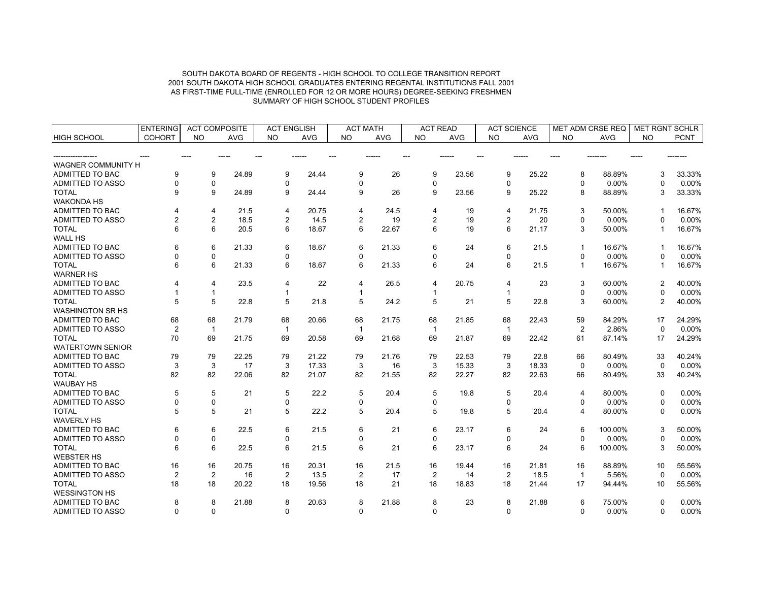SOUTH DAKOTA BOARD OF REGENTS - HIGH SCHOOL TO COLLEGE TRANSITION REPORT
2001 SOUTH DAKOTA HIGH SCHOOL GRADUATES ENTERING REGENTAL INSTITUTIONS FALL 2001
AS FIRST-TIME FULL-TIME (ENROLLED FOR 12 OR MORE HOURS) DEGREE-SEEKING FRESHMEN
SUMMARY OF HIGH SCHOOL STUDENT PROFILES

| | ENTERING | ACT COMPOSITE | | ACT ENGLISH | | ACT MATH | | ACT READ | | ACT SCIENCE | | MET ADM CRSE REQ | | MET RGNT SCHLR | |
|---|---|---|---|---|---|---|---|---|---|---|---|---|---|---|---|
| HIGH SCHOOL | COHORT | NO | AVG | NO | AVG | NO | AVG | NO | AVG | NO | AVG | NO | AVG | NO | PCNT |
| ------------------ | ---- | ---- | ----- | --- | ------ | --- | ------ | --- | ------ | --- | ------ | ---- | -------- | ----- | -------- |
| WAGNER COMMUNITY H | | | | | | | | | | | | | | | |
| ADMITTED TO BAC | 9 | 9 | 24.89 | 9 | 24.44 | 9 | 26 | 9 | 23.56 | 9 | 25.22 | 8 | 88.89% | 3 | 33.33% |
| ADMITTED TO ASSO | 0 | 0 | | 0 | | 0 | | 0 | | 0 | | 0 | 0.00% | 0 | 0.00% |
| TOTAL | 9 | 9 | 24.89 | 9 | 24.44 | 9 | 26 | 9 | 23.56 | 9 | 25.22 | 8 | 88.89% | 3 | 33.33% |
| WAKONDA HS | | | | | | | | | | | | | | | |
| ADMITTED TO BAC | 4 | 4 | 21.5 | 4 | 20.75 | 4 | 24.5 | 4 | 19 | 4 | 21.75 | 3 | 50.00% | 1 | 16.67% |
| ADMITTED TO ASSO | 2 | 2 | 18.5 | 2 | 14.5 | 2 | 19 | 2 | 19 | 2 | 20 | 0 | 0.00% | 0 | 0.00% |
| TOTAL | 6 | 6 | 20.5 | 6 | 18.67 | 6 | 22.67 | 6 | 19 | 6 | 21.17 | 3 | 50.00% | 1 | 16.67% |
| WALL HS | | | | | | | | | | | | | | | |
| ADMITTED TO BAC | 6 | 6 | 21.33 | 6 | 18.67 | 6 | 21.33 | 6 | 24 | 6 | 21.5 | 1 | 16.67% | 1 | 16.67% |
| ADMITTED TO ASSO | 0 | 0 | | 0 | | 0 | | 0 | | 0 | | 0 | 0.00% | 0 | 0.00% |
| TOTAL | 6 | 6 | 21.33 | 6 | 18.67 | 6 | 21.33 | 6 | 24 | 6 | 21.5 | 1 | 16.67% | 1 | 16.67% |
| WARNER HS | | | | | | | | | | | | | | | |
| ADMITTED TO BAC | 4 | 4 | 23.5 | 4 | 22 | 4 | 26.5 | 4 | 20.75 | 4 | 23 | 3 | 60.00% | 2 | 40.00% |
| ADMITTED TO ASSO | 1 | 1 | | 1 | | 1 | | 1 | | 1 | | 0 | 0.00% | 0 | 0.00% |
| TOTAL | 5 | 5 | 22.8 | 5 | 21.8 | 5 | 24.2 | 5 | 21 | 5 | 22.8 | 3 | 60.00% | 2 | 40.00% |
| WASHINGTON SR HS | | | | | | | | | | | | | | | |
| ADMITTED TO BAC | 68 | 68 | 21.79 | 68 | 20.66 | 68 | 21.75 | 68 | 21.85 | 68 | 22.43 | 59 | 84.29% | 17 | 24.29% |
| ADMITTED TO ASSO | 2 | 1 | | 1 | | 1 | | 1 | | 1 | | 2 | 2.86% | 0 | 0.00% |
| TOTAL | 70 | 69 | 21.75 | 69 | 20.58 | 69 | 21.68 | 69 | 21.87 | 69 | 22.42 | 61 | 87.14% | 17 | 24.29% |
| WATERTOWN SENIOR | | | | | | | | | | | | | | | |
| ADMITTED TO BAC | 79 | 79 | 22.25 | 79 | 21.22 | 79 | 21.76 | 79 | 22.53 | 79 | 22.8 | 66 | 80.49% | 33 | 40.24% |
| ADMITTED TO ASSO | 3 | 3 | 17 | 3 | 17.33 | 3 | 16 | 3 | 15.33 | 3 | 18.33 | 0 | 0.00% | 0 | 0.00% |
| TOTAL | 82 | 82 | 22.06 | 82 | 21.07 | 82 | 21.55 | 82 | 22.27 | 82 | 22.63 | 66 | 80.49% | 33 | 40.24% |
| WAUBAY HS | | | | | | | | | | | | | | | |
| ADMITTED TO BAC | 5 | 5 | 21 | 5 | 22.2 | 5 | 20.4 | 5 | 19.8 | 5 | 20.4 | 4 | 80.00% | 0 | 0.00% |
| ADMITTED TO ASSO | 0 | 0 | | 0 | | 0 | | 0 | | 0 | | 0 | 0.00% | 0 | 0.00% |
| TOTAL | 5 | 5 | 21 | 5 | 22.2 | 5 | 20.4 | 5 | 19.8 | 5 | 20.4 | 4 | 80.00% | 0 | 0.00% |
| WAVERLY HS | | | | | | | | | | | | | | | |
| ADMITTED TO BAC | 6 | 6 | 22.5 | 6 | 21.5 | 6 | 21 | 6 | 23.17 | 6 | 24 | 6 | 100.00% | 3 | 50.00% |
| ADMITTED TO ASSO | 0 | 0 | | 0 | | 0 | | 0 | | 0 | | 0 | 0.00% | 0 | 0.00% |
| TOTAL | 6 | 6 | 22.5 | 6 | 21.5 | 6 | 21 | 6 | 23.17 | 6 | 24 | 6 | 100.00% | 3 | 50.00% |
| WEBSTER HS | | | | | | | | | | | | | | | |
| ADMITTED TO BAC | 16 | 16 | 20.75 | 16 | 20.31 | 16 | 21.5 | 16 | 19.44 | 16 | 21.81 | 16 | 88.89% | 10 | 55.56% |
| ADMITTED TO ASSO | 2 | 2 | 16 | 2 | 13.5 | 2 | 17 | 2 | 14 | 2 | 18.5 | 1 | 5.56% | 0 | 0.00% |
| TOTAL | 18 | 18 | 20.22 | 18 | 19.56 | 18 | 21 | 18 | 18.83 | 18 | 21.44 | 17 | 94.44% | 10 | 55.56% |
| WESSINGTON HS | | | | | | | | | | | | | | | |
| ADMITTED TO BAC | 8 | 8 | 21.88 | 8 | 20.63 | 8 | 21.88 | 8 | 23 | 8 | 21.88 | 6 | 75.00% | 0 | 0.00% |
| ADMITTED TO ASSO | 0 | 0 | | 0 | | 0 | | 0 | | 0 | | 0 | 0.00% | 0 | 0.00% |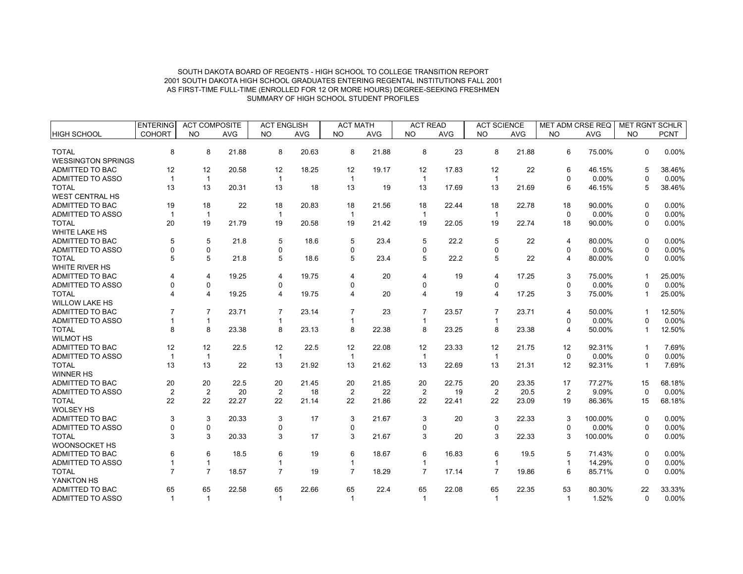SOUTH DAKOTA BOARD OF REGENTS - HIGH SCHOOL TO COLLEGE TRANSITION REPORT
2001 SOUTH DAKOTA HIGH SCHOOL GRADUATES ENTERING REGENTAL INSTITUTIONS FALL 2001
AS FIRST-TIME FULL-TIME (ENROLLED FOR 12 OR MORE HOURS) DEGREE-SEEKING FRESHMEN
SUMMARY OF HIGH SCHOOL STUDENT PROFILES

| | ENTERING | ACT COMPOSITE | | ACT ENGLISH | | ACT MATH | | ACT READ | | ACT SCIENCE | | MET ADM CRSE REQ | | MET RGNT SCHLR | |
|---|---|---|---|---|---|---|---|---|---|---|---|---|---|---|---|
| HIGH SCHOOL | COHORT | NO | AVG | NO | AVG | NO | AVG | NO | AVG | NO | AVG | NO | AVG | NO | PCNT |
| TOTAL | 8 | 8 | 21.88 | 8 | 20.63 | 8 | 21.88 | 8 | 23 | 8 | 21.88 | 6 | 75.00% | 0 | 0.00% |
| WESSINGTON SPRINGS | | | | | | | | | | | | | | | |
| ADMITTED TO BAC | 12 | 12 | 20.58 | 12 | 18.25 | 12 | 19.17 | 12 | 17.83 | 12 | 22 | 6 | 46.15% | 5 | 38.46% |
| ADMITTED TO ASSO | 1 | 1 | | 1 | | 1 | | 1 | | 1 | | 0 | 0.00% | 0 | 0.00% |
| TOTAL | 13 | 13 | 20.31 | 13 | 18 | 13 | 19 | 13 | 17.69 | 13 | 21.69 | 6 | 46.15% | 5 | 38.46% |
| WEST CENTRAL HS | | | | | | | | | | | | | | | |
| ADMITTED TO BAC | 19 | 18 | 22 | 18 | 20.83 | 18 | 21.56 | 18 | 22.44 | 18 | 22.78 | 18 | 90.00% | 0 | 0.00% |
| ADMITTED TO ASSO | 1 | 1 | | 1 | | 1 | | 1 | | 1 | | 0 | 0.00% | 0 | 0.00% |
| TOTAL | 20 | 19 | 21.79 | 19 | 20.58 | 19 | 21.42 | 19 | 22.05 | 19 | 22.74 | 18 | 90.00% | 0 | 0.00% |
| WHITE LAKE HS | | | | | | | | | | | | | | | |
| ADMITTED TO BAC | 5 | 5 | 21.8 | 5 | 18.6 | 5 | 23.4 | 5 | 22.2 | 5 | 22 | 4 | 80.00% | 0 | 0.00% |
| ADMITTED TO ASSO | 0 | 0 | | 0 | | 0 | | 0 | | 0 | | 0 | 0.00% | 0 | 0.00% |
| TOTAL | 5 | 5 | 21.8 | 5 | 18.6 | 5 | 23.4 | 5 | 22.2 | 5 | 22 | 4 | 80.00% | 0 | 0.00% |
| WHITE RIVER HS | | | | | | | | | | | | | | | |
| ADMITTED TO BAC | 4 | 4 | 19.25 | 4 | 19.75 | 4 | 20 | 4 | 19 | 4 | 17.25 | 3 | 75.00% | 1 | 25.00% |
| ADMITTED TO ASSO | 0 | 0 | | 0 | | 0 | | 0 | | 0 | | 0 | 0.00% | 0 | 0.00% |
| TOTAL | 4 | 4 | 19.25 | 4 | 19.75 | 4 | 20 | 4 | 19 | 4 | 17.25 | 3 | 75.00% | 1 | 25.00% |
| WILLOW LAKE HS | | | | | | | | | | | | | | | |
| ADMITTED TO BAC | 7 | 7 | 23.71 | 7 | 23.14 | 7 | 23 | 7 | 23.57 | 7 | 23.71 | 4 | 50.00% | 1 | 12.50% |
| ADMITTED TO ASSO | 1 | 1 | | 1 | | 1 | | 1 | | 1 | | 0 | 0.00% | 0 | 0.00% |
| TOTAL | 8 | 8 | 23.38 | 8 | 23.13 | 8 | 22.38 | 8 | 23.25 | 8 | 23.38 | 4 | 50.00% | 1 | 12.50% |
| WILMOT HS | | | | | | | | | | | | | | | |
| ADMITTED TO BAC | 12 | 12 | 22.5 | 12 | 22.5 | 12 | 22.08 | 12 | 23.33 | 12 | 21.75 | 12 | 92.31% | 1 | 7.69% |
| ADMITTED TO ASSO | 1 | 1 | | 1 | | 1 | | 1 | | 1 | | 0 | 0.00% | 0 | 0.00% |
| TOTAL | 13 | 13 | 22 | 13 | 21.92 | 13 | 21.62 | 13 | 22.69 | 13 | 21.31 | 12 | 92.31% | 1 | 7.69% |
| WINNER HS | | | | | | | | | | | | | | | |
| ADMITTED TO BAC | 20 | 20 | 22.5 | 20 | 21.45 | 20 | 21.85 | 20 | 22.75 | 20 | 23.35 | 17 | 77.27% | 15 | 68.18% |
| ADMITTED TO ASSO | 2 | 2 | 20 | 2 | 18 | 2 | 22 | 2 | 19 | 2 | 20.5 | 2 | 9.09% | 0 | 0.00% |
| TOTAL | 22 | 22 | 22.27 | 22 | 21.14 | 22 | 21.86 | 22 | 22.41 | 22 | 23.09 | 19 | 86.36% | 15 | 68.18% |
| WOLSEY HS | | | | | | | | | | | | | | | |
| ADMITTED TO BAC | 3 | 3 | 20.33 | 3 | 17 | 3 | 21.67 | 3 | 20 | 3 | 22.33 | 3 | 100.00% | 0 | 0.00% |
| ADMITTED TO ASSO | 0 | 0 | | 0 | | 0 | | 0 | | 0 | | 0 | 0.00% | 0 | 0.00% |
| TOTAL | 3 | 3 | 20.33 | 3 | 17 | 3 | 21.67 | 3 | 20 | 3 | 22.33 | 3 | 100.00% | 0 | 0.00% |
| WOONSOCKET HS | | | | | | | | | | | | | | | |
| ADMITTED TO BAC | 6 | 6 | 18.5 | 6 | 19 | 6 | 18.67 | 6 | 16.83 | 6 | 19.5 | 5 | 71.43% | 0 | 0.00% |
| ADMITTED TO ASSO | 1 | 1 | | 1 | | 1 | | 1 | | 1 | | 1 | 14.29% | 0 | 0.00% |
| TOTAL | 7 | 7 | 18.57 | 7 | 19 | 7 | 18.29 | 7 | 17.14 | 7 | 19.86 | 6 | 85.71% | 0 | 0.00% |
| YANKTON HS | | | | | | | | | | | | | | | |
| ADMITTED TO BAC | 65 | 65 | 22.58 | 65 | 22.66 | 65 | 22.4 | 65 | 22.08 | 65 | 22.35 | 53 | 80.30% | 22 | 33.33% |
| ADMITTED TO ASSO | 1 | 1 | | 1 | | 1 | | 1 | | 1 | | 1 | 1.52% | 0 | 0.00% |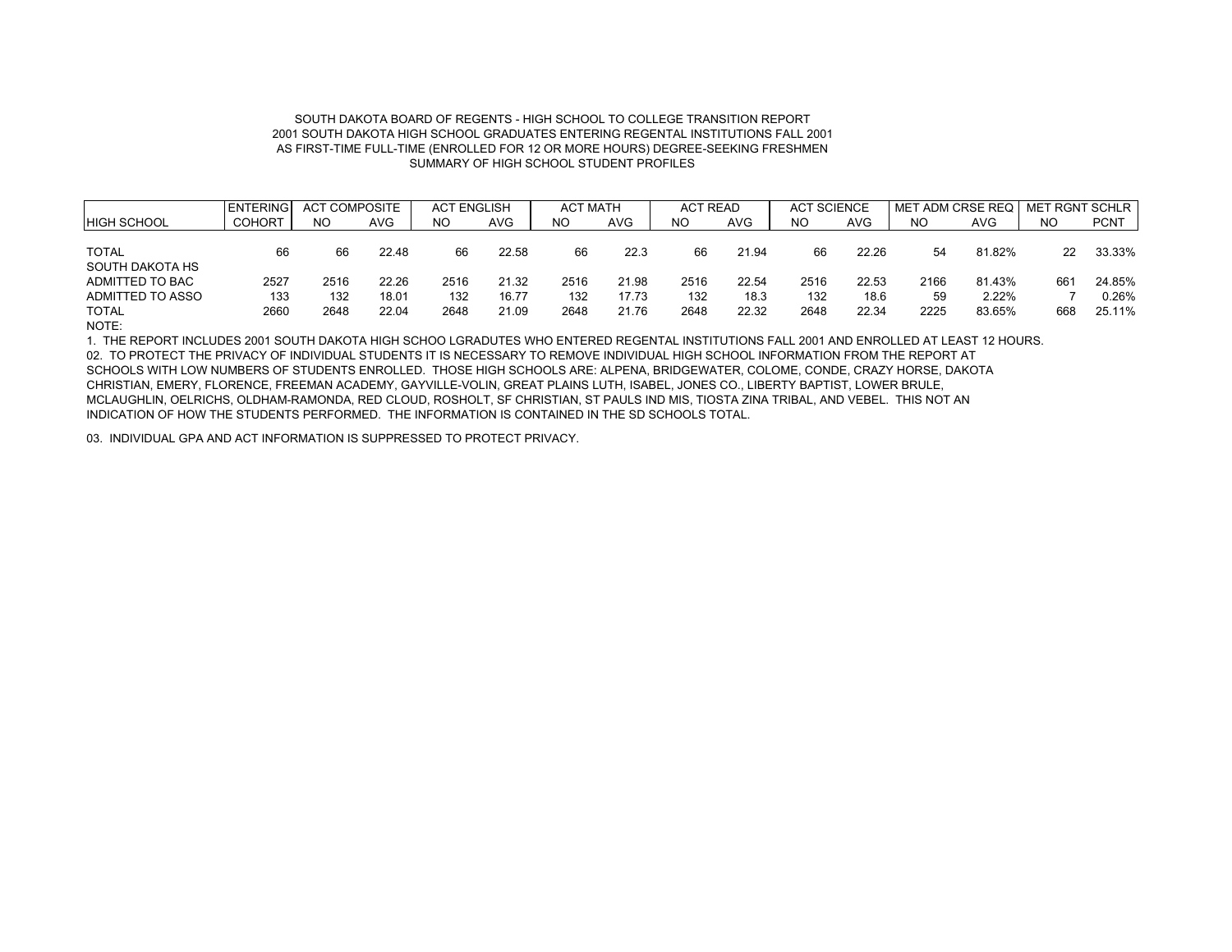SOUTH DAKOTA BOARD OF REGENTS - HIGH SCHOOL TO COLLEGE TRANSITION REPORT
2001 SOUTH DAKOTA HIGH SCHOOL GRADUATES ENTERING REGENTAL INSTITUTIONS FALL 2001
AS FIRST-TIME FULL-TIME (ENROLLED FOR 12 OR MORE HOURS) DEGREE-SEEKING FRESHMEN
SUMMARY OF HIGH SCHOOL STUDENT PROFILES

| | ENTERING | ACT COMPOSITE | | ACT ENGLISH | | ACT MATH | | ACT READ | | ACT SCIENCE | | MET ADM CRSE REQ | | MET RGNT SCHLR | |
|---|---|---|---|---|---|---|---|---|---|---|---|---|---|---|---|
| HIGH SCHOOL | COHORT | NO | AVG | NO | AVG | NO | AVG | NO | AVG | NO | AVG | NO | AVG | NO | PCNT |
| TOTAL | 66 | 66 | 22.48 | 66 | 22.58 | 66 | 22.3 | 66 | 21.94 | 66 | 22.26 | 54 | 81.82% | 22 | 33.33% |
| SOUTH DAKOTA HS | | | | | | | | | | | | | | | |
| ADMITTED TO BAC | 2527 | 2516 | 22.26 | 2516 | 21.32 | 2516 | 21.98 | 2516 | 22.54 | 2516 | 22.53 | 2166 | 81.43% | 661 | 24.85% |
| ADMITTED TO ASSO | 133 | 132 | 18.01 | 132 | 16.77 | 132 | 17.73 | 132 | 18.3 | 132 | 18.6 | 59 | 2.22% | 7 | 0.26% |
| TOTAL | 2660 | 2648 | 22.04 | 2648 | 21.09 | 2648 | 21.76 | 2648 | 22.32 | 2648 | 22.34 | 2225 | 83.65% | 668 | 25.11% |

NOTE:

1. THE REPORT INCLUDES 2001 SOUTH DAKOTA HIGH SCHOO LGRADUTES WHO ENTERED REGENTAL INSTITUTIONS FALL 2001 AND ENROLLED AT LEAST 12 HOURS.

02. TO PROTECT THE PRIVACY OF INDIVIDUAL STUDENTS IT IS NECESSARY TO REMOVE INDIVIDUAL HIGH SCHOOL INFORMATION FROM THE REPORT AT SCHOOLS WITH LOW NUMBERS OF STUDENTS ENROLLED. THOSE HIGH SCHOOLS ARE: ALPENA, BRIDGEWATER, COLOME, CONDE, CRAZY HORSE, DAKOTA CHRISTIAN, EMERY, FLORENCE, FREEMAN ACADEMY, GAYVILLE-VOLIN, GREAT PLAINS LUTH, ISABEL, JONES CO., LIBERTY BAPTIST, LOWER BRULE, MCLAUGHLIN, OELRICHS, OLDHAM-RAMONDA, RED CLOUD, ROSHOLT, SF CHRISTIAN, ST PAULS IND MIS, TIOSTA ZINA TRIBAL, AND VEBEL. THIS NOT AN INDICATION OF HOW THE STUDENTS PERFORMED. THE INFORMATION IS CONTAINED IN THE SD SCHOOLS TOTAL.

03. INDIVIDUAL GPA AND ACT INFORMATION IS SUPPRESSED TO PROTECT PRIVACY.